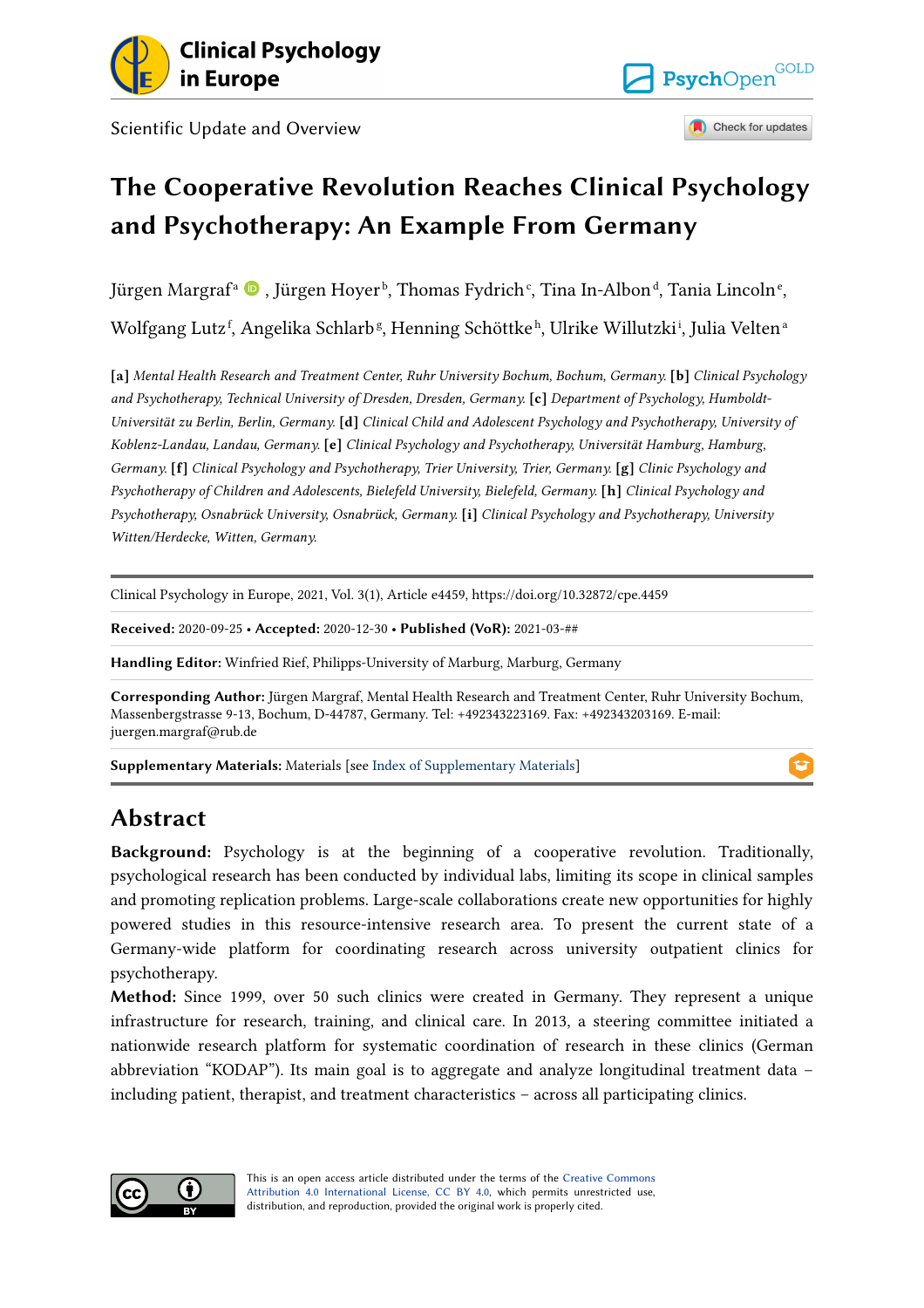Scientific Update and Overview

# The Cooperative Revolution Reaches Clinical Psychology and Psychotherapy: An Example From Germany

Jürgen Margraf[a], Jürgen Hoyer[b], Thomas Fydrich[c], Tina In-Albon[d], Tania Lincoln[e], Wolfgang Lutz[f], Angelika Schlarb[g], Henning Schöttke[h], Ulrike Willutzki[i], Julia Velten[a]

[a] *Mental Health Research and Treatment Center, Ruhr University Bochum, Bochum, Germany.* [b] *Clinical Psychology and Psychotherapy, Technical University of Dresden, Dresden, Germany.* [c] *Department of Psychology, Humboldt-Universität zu Berlin, Berlin, Germany.* [d] *Clinical Child and Adolescent Psychology and Psychotherapy, University of Koblenz-Landau, Landau, Germany.* [e] *Clinical Psychology and Psychotherapy, Universität Hamburg, Hamburg, Germany.* [f] *Clinical Psychology and Psychotherapy, Trier University, Trier, Germany.* [g] *Clinic Psychology and Psychotherapy of Children and Adolescents, Bielefeld University, Bielefeld, Germany.* [h] *Clinical Psychology and Psychotherapy, Osnabrück University, Osnabrück, Germany.* [i] *Clinical Psychology and Psychotherapy, University Witten/Herdecke, Witten, Germany.*

Clinical Psychology in Europe, 2021, Vol. 3(1), Article e4459, https://doi.org/10.32872/cpe.4459

**Received:** 2020-09-25 • **Accepted:** 2020-12-30 • **Published (VoR):** 2021-03-##

**Handling Editor:** Winfried Rief, Philipps-University of Marburg, Marburg, Germany

**Corresponding Author:** Jürgen Margraf, Mental Health Research and Treatment Center, Ruhr University Bochum, Massenbergstrasse 9-13, Bochum, D-44787, Germany. Tel: +492343223169. Fax: +492343203169. E-mail: juergen.margraf@rub.de

**Supplementary Materials:** Materials [see Index of Supplementary Materials]

## Abstract

**Background:** Psychology is at the beginning of a cooperative revolution. Traditionally, psychological research has been conducted by individual labs, limiting its scope in clinical samples and promoting replication problems. Large-scale collaborations create new opportunities for highly powered studies in this resource-intensive research area. To present the current state of a Germany-wide platform for coordinating research across university outpatient clinics for psychotherapy.

**Method:** Since 1999, over 50 such clinics were created in Germany. They represent a unique infrastructure for research, training, and clinical care. In 2013, a steering committee initiated a nationwide research platform for systematic coordination of research in these clinics (German abbreviation "KODAP"). Its main goal is to aggregate and analyze longitudinal treatment data – including patient, therapist, and treatment characteristics – across all participating clinics.

This is an open access article distributed under the terms of the Creative Commons Attribution 4.0 International License, CC BY 4.0, which permits unrestricted use, distribution, and reproduction, provided the original work is properly cited.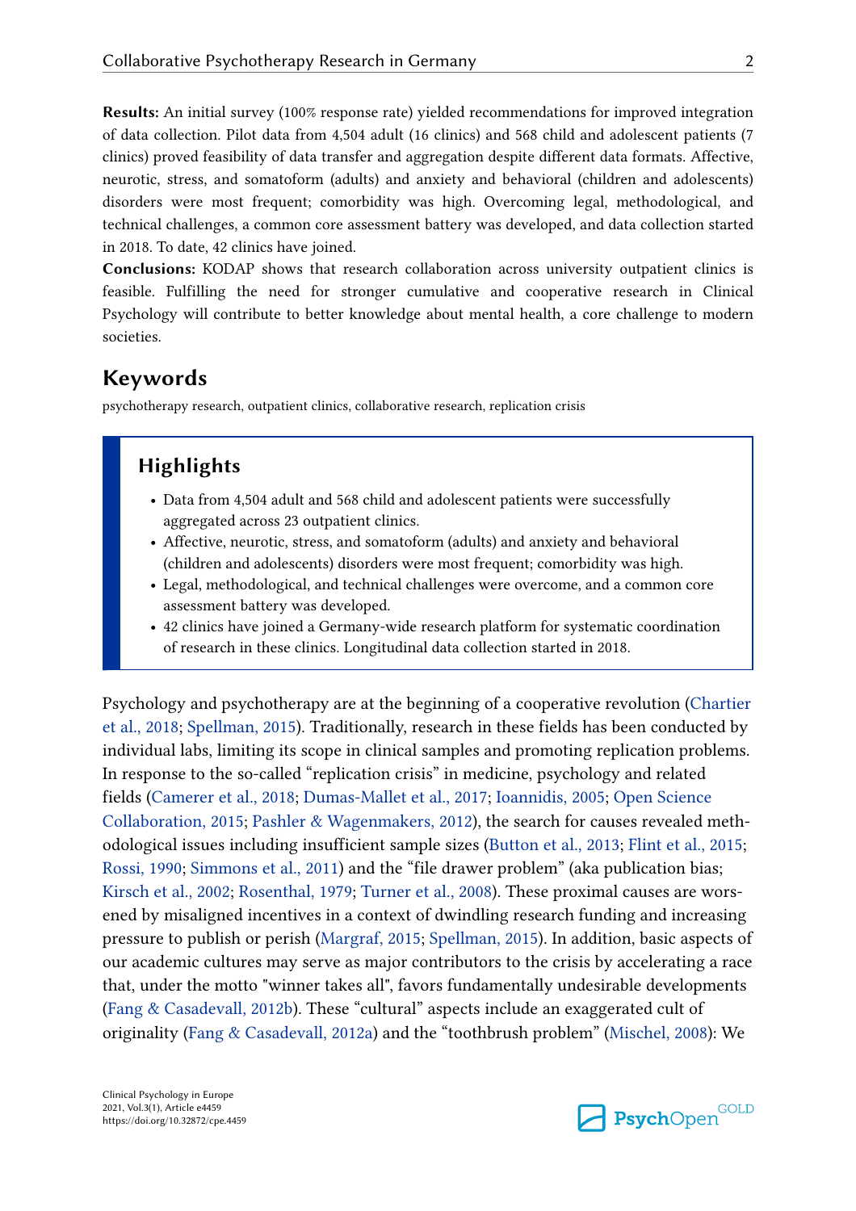**Results:** An initial survey (100% response rate) yielded recommendations for improved integration of data collection. Pilot data from 4,504 adult (16 clinics) and 568 child and adolescent patients (7 clinics) proved feasibility of data transfer and aggregation despite different data formats. Affective, neurotic, stress, and somatoform (adults) and anxiety and behavioral (children and adolescents) disorders were most frequent; comorbidity was high. Overcoming legal, methodological, and technical challenges, a common core assessment battery was developed, and data collection started in 2018. To date, 42 clinics have joined.

**Conclusions:** KODAP shows that research collaboration across university outpatient clinics is feasible. Fulfilling the need for stronger cumulative and cooperative research in Clinical Psychology will contribute to better knowledge about mental health, a core challenge to modern societies.

## Keywords

psychotherapy research, outpatient clinics, collaborative research, replication crisis

### Highlights

- Data from 4,504 adult and 568 child and adolescent patients were successfully aggregated across 23 outpatient clinics.
- Affective, neurotic, stress, and somatoform (adults) and anxiety and behavioral (children and adolescents) disorders were most frequent; comorbidity was high.
- Legal, methodological, and technical challenges were overcome, and a common core assessment battery was developed.
- 42 clinics have joined a Germany-wide research platform for systematic coordination of research in these clinics. Longitudinal data collection started in 2018.

Psychology and psychotherapy are at the beginning of a cooperative revolution (Chartier et al., 2018; Spellman, 2015). Traditionally, research in these fields has been conducted by individual labs, limiting its scope in clinical samples and promoting replication problems. In response to the so-called "replication crisis" in medicine, psychology and related fields (Camerer et al., 2018; Dumas-Mallet et al., 2017; Ioannidis, 2005; Open Science Collaboration, 2015; Pashler & Wagenmakers, 2012), the search for causes revealed methodological issues including insufficient sample sizes (Button et al., 2013; Flint et al., 2015; Rossi, 1990; Simmons et al., 2011) and the "file drawer problem" (aka publication bias; Kirsch et al., 2002; Rosenthal, 1979; Turner et al., 2008). These proximal causes are worsened by misaligned incentives in a context of dwindling research funding and increasing pressure to publish or perish (Margraf, 2015; Spellman, 2015). In addition, basic aspects of our academic cultures may serve as major contributors to the crisis by accelerating a race that, under the motto "winner takes all", favors fundamentally undesirable developments (Fang & Casadevall, 2012b). These "cultural" aspects include an exaggerated cult of originality (Fang & Casadevall, 2012a) and the "toothbrush problem" (Mischel, 2008): We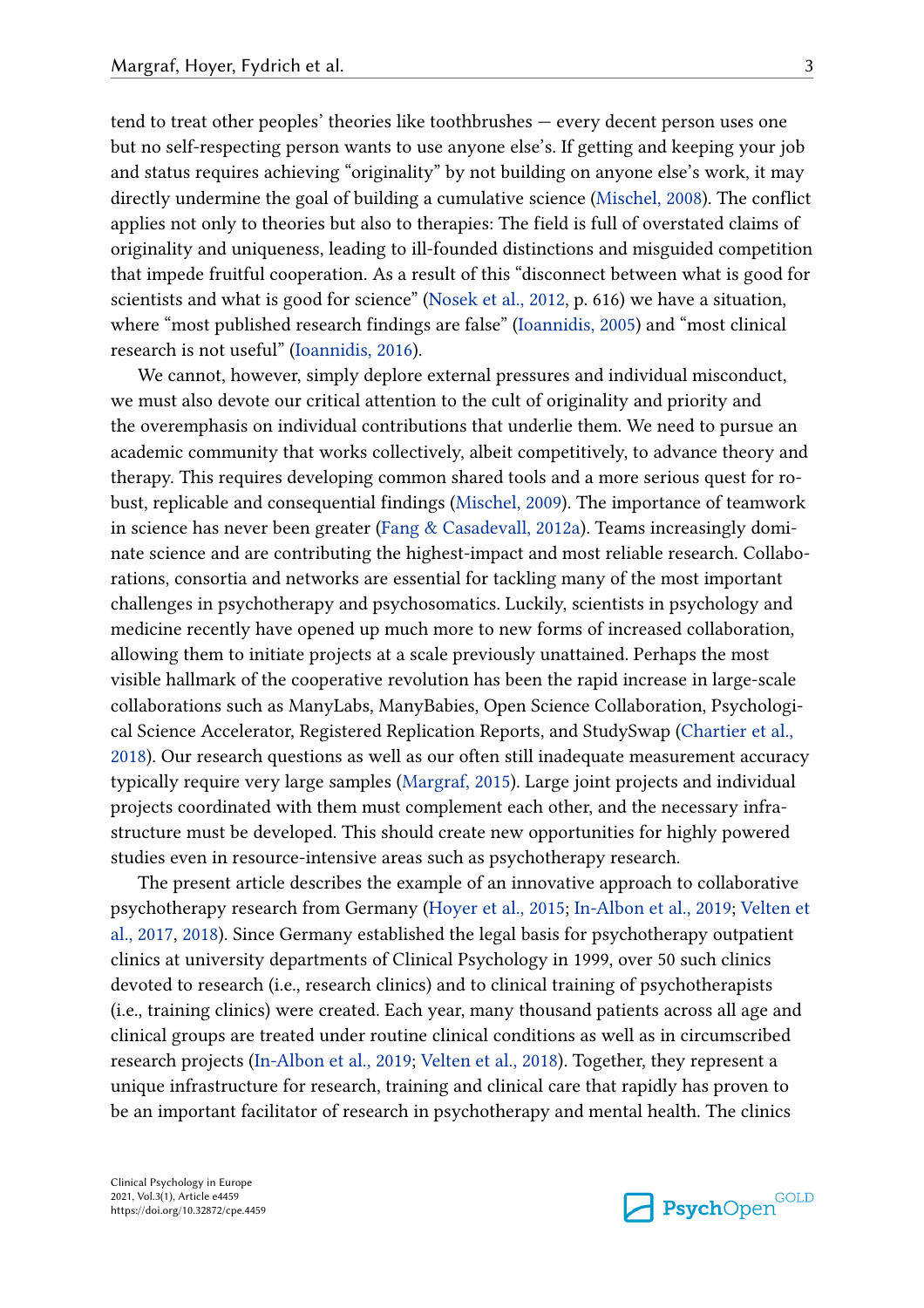tend to treat other peoples' theories like toothbrushes — every decent person uses one but no self-respecting person wants to use anyone else's. If getting and keeping your job and status requires achieving "originality" by not building on anyone else's work, it may directly undermine the goal of building a cumulative science (Mischel, 2008). The conflict applies not only to theories but also to therapies: The field is full of overstated claims of originality and uniqueness, leading to ill-founded distinctions and misguided competition that impede fruitful cooperation. As a result of this "disconnect between what is good for scientists and what is good for science" (Nosek et al., 2012, p. 616) we have a situation, where "most published research findings are false" (Ioannidis, 2005) and "most clinical research is not useful" (Ioannidis, 2016).

We cannot, however, simply deplore external pressures and individual misconduct, we must also devote our critical attention to the cult of originality and priority and the overemphasis on individual contributions that underlie them. We need to pursue an academic community that works collectively, albeit competitively, to advance theory and therapy. This requires developing common shared tools and a more serious quest for robust, replicable and consequential findings (Mischel, 2009). The importance of teamwork in science has never been greater (Fang & Casadevall, 2012a). Teams increasingly dominate science and are contributing the highest-impact and most reliable research. Collaborations, consortia and networks are essential for tackling many of the most important challenges in psychotherapy and psychosomatics. Luckily, scientists in psychology and medicine recently have opened up much more to new forms of increased collaboration, allowing them to initiate projects at a scale previously unattained. Perhaps the most visible hallmark of the cooperative revolution has been the rapid increase in large-scale collaborations such as ManyLabs, ManyBabies, Open Science Collaboration, Psychological Science Accelerator, Registered Replication Reports, and StudySwap (Chartier et al., 2018). Our research questions as well as our often still inadequate measurement accuracy typically require very large samples (Margraf, 2015). Large joint projects and individual projects coordinated with them must complement each other, and the necessary infrastructure must be developed. This should create new opportunities for highly powered studies even in resource-intensive areas such as psychotherapy research.

The present article describes the example of an innovative approach to collaborative psychotherapy research from Germany (Hoyer et al., 2015; In-Albon et al., 2019; Velten et al., 2017, 2018). Since Germany established the legal basis for psychotherapy outpatient clinics at university departments of Clinical Psychology in 1999, over 50 such clinics devoted to research (i.e., research clinics) and to clinical training of psychotherapists (i.e., training clinics) were created. Each year, many thousand patients across all age and clinical groups are treated under routine clinical conditions as well as in circumscribed research projects (In-Albon et al., 2019; Velten et al., 2018). Together, they represent a unique infrastructure for research, training and clinical care that rapidly has proven to be an important facilitator of research in psychotherapy and mental health. The clinics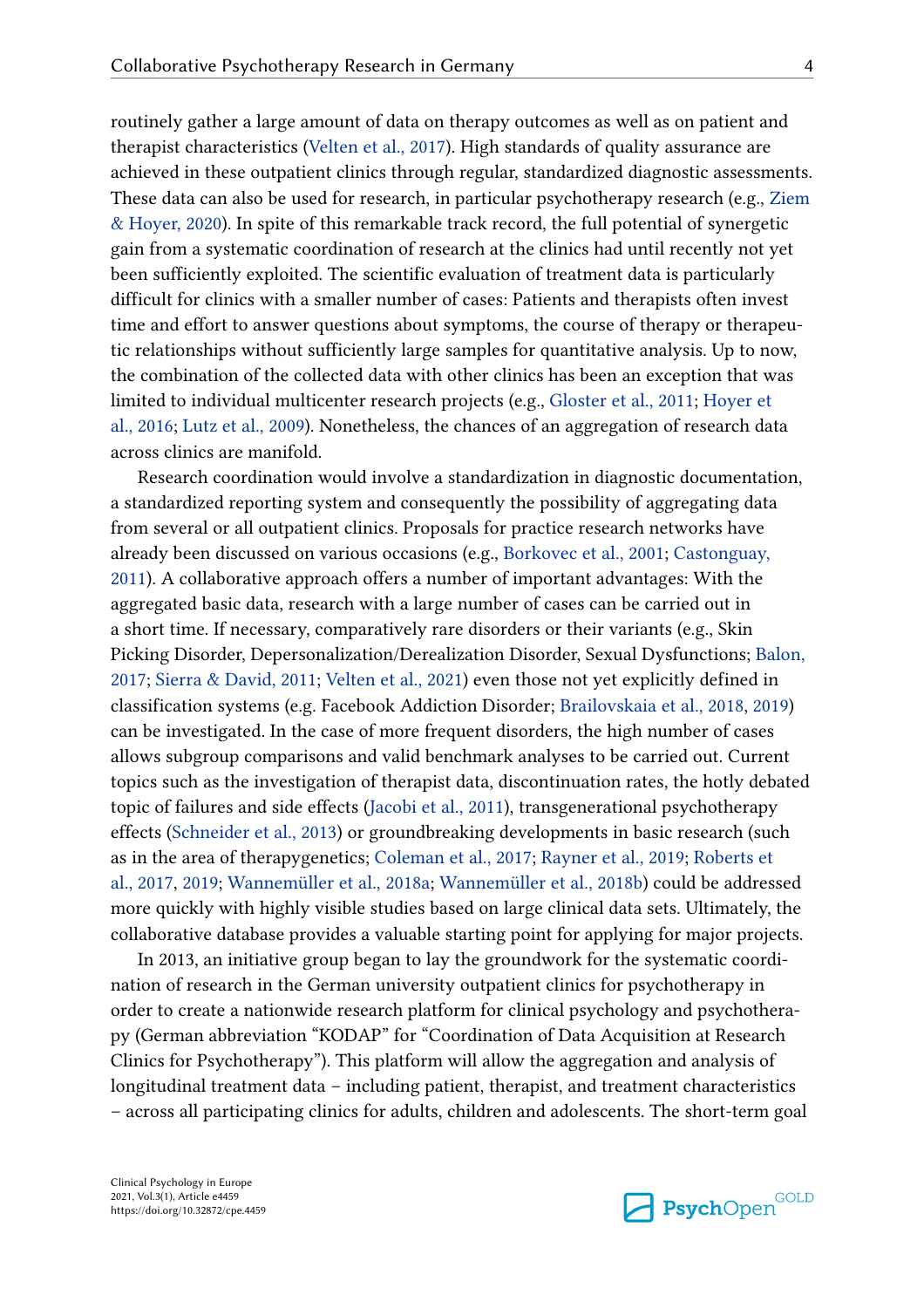routinely gather a large amount of data on therapy outcomes as well as on patient and therapist characteristics (Velten et al., 2017). High standards of quality assurance are achieved in these outpatient clinics through regular, standardized diagnostic assessments. These data can also be used for research, in particular psychotherapy research (e.g., Ziem & Hoyer, 2020). In spite of this remarkable track record, the full potential of synergetic gain from a systematic coordination of research at the clinics had until recently not yet been sufficiently exploited. The scientific evaluation of treatment data is particularly difficult for clinics with a smaller number of cases: Patients and therapists often invest time and effort to answer questions about symptoms, the course of therapy or therapeutic relationships without sufficiently large samples for quantitative analysis. Up to now, the combination of the collected data with other clinics has been an exception that was limited to individual multicenter research projects (e.g., Gloster et al., 2011; Hoyer et al., 2016; Lutz et al., 2009). Nonetheless, the chances of an aggregation of research data across clinics are manifold.

Research coordination would involve a standardization in diagnostic documentation, a standardized reporting system and consequently the possibility of aggregating data from several or all outpatient clinics. Proposals for practice research networks have already been discussed on various occasions (e.g., Borkovec et al., 2001; Castonguay, 2011). A collaborative approach offers a number of important advantages: With the aggregated basic data, research with a large number of cases can be carried out in a short time. If necessary, comparatively rare disorders or their variants (e.g., Skin Picking Disorder, Depersonalization/Derealization Disorder, Sexual Dysfunctions; Balon, 2017; Sierra & David, 2011; Velten et al., 2021) even those not yet explicitly defined in classification systems (e.g. Facebook Addiction Disorder; Brailovskaia et al., 2018, 2019) can be investigated. In the case of more frequent disorders, the high number of cases allows subgroup comparisons and valid benchmark analyses to be carried out. Current topics such as the investigation of therapist data, discontinuation rates, the hotly debated topic of failures and side effects (Jacobi et al., 2011), transgenerational psychotherapy effects (Schneider et al., 2013) or groundbreaking developments in basic research (such as in the area of therapygenetics; Coleman et al., 2017; Rayner et al., 2019; Roberts et al., 2017, 2019; Wannemüller et al., 2018a; Wannemüller et al., 2018b) could be addressed more quickly with highly visible studies based on large clinical data sets. Ultimately, the collaborative database provides a valuable starting point for applying for major projects.

In 2013, an initiative group began to lay the groundwork for the systematic coordination of research in the German university outpatient clinics for psychotherapy in order to create a nationwide research platform for clinical psychology and psychotherapy (German abbreviation "KODAP" for "Coordination of Data Acquisition at Research Clinics for Psychotherapy"). This platform will allow the aggregation and analysis of longitudinal treatment data – including patient, therapist, and treatment characteristics – across all participating clinics for adults, children and adolescents. The short-term goal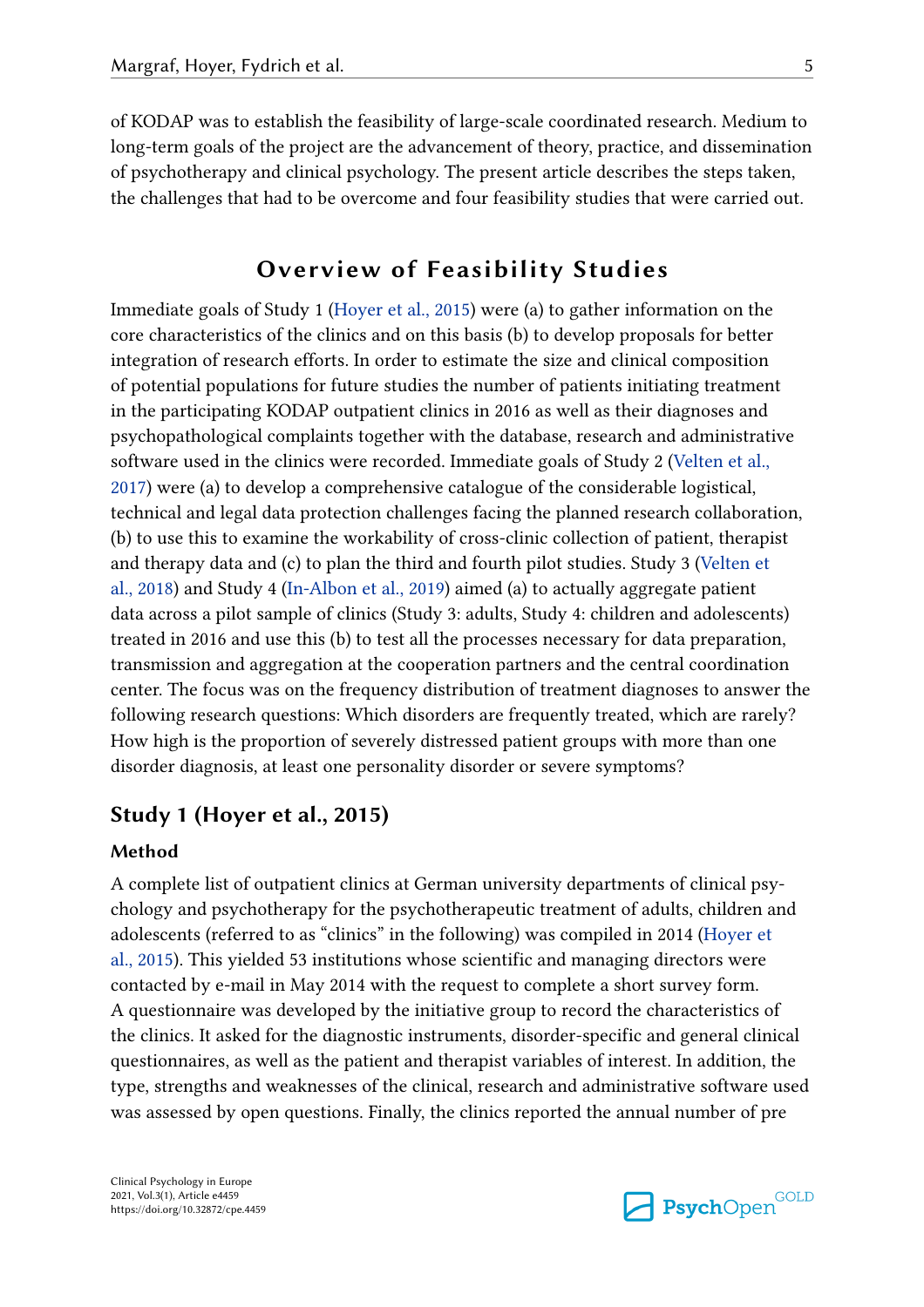of KODAP was to establish the feasibility of large-scale coordinated research. Medium to long-term goals of the project are the advancement of theory, practice, and dissemination of psychotherapy and clinical psychology. The present article describes the steps taken, the challenges that had to be overcome and four feasibility studies that were carried out.

## Overview of Feasibility Studies

Immediate goals of Study 1 (Hoyer et al., 2015) were (a) to gather information on the core characteristics of the clinics and on this basis (b) to develop proposals for better integration of research efforts. In order to estimate the size and clinical composition of potential populations for future studies the number of patients initiating treatment in the participating KODAP outpatient clinics in 2016 as well as their diagnoses and psychopathological complaints together with the database, research and administrative software used in the clinics were recorded. Immediate goals of Study 2 (Velten et al., 2017) were (a) to develop a comprehensive catalogue of the considerable logistical, technical and legal data protection challenges facing the planned research collaboration, (b) to use this to examine the workability of cross-clinic collection of patient, therapist and therapy data and (c) to plan the third and fourth pilot studies. Study 3 (Velten et al., 2018) and Study 4 (In-Albon et al., 2019) aimed (a) to actually aggregate patient data across a pilot sample of clinics (Study 3: adults, Study 4: children and adolescents) treated in 2016 and use this (b) to test all the processes necessary for data preparation, transmission and aggregation at the cooperation partners and the central coordination center. The focus was on the frequency distribution of treatment diagnoses to answer the following research questions: Which disorders are frequently treated, which are rarely? How high is the proportion of severely distressed patient groups with more than one disorder diagnosis, at least one personality disorder or severe symptoms?

### Study 1 (Hoyer et al., 2015)

#### Method

A complete list of outpatient clinics at German university departments of clinical psychology and psychotherapy for the psychotherapeutic treatment of adults, children and adolescents (referred to as "clinics" in the following) was compiled in 2014 (Hoyer et al., 2015). This yielded 53 institutions whose scientific and managing directors were contacted by e-mail in May 2014 with the request to complete a short survey form. A questionnaire was developed by the initiative group to record the characteristics of the clinics. It asked for the diagnostic instruments, disorder-specific and general clinical questionnaires, as well as the patient and therapist variables of interest. In addition, the type, strengths and weaknesses of the clinical, research and administrative software used was assessed by open questions. Finally, the clinics reported the annual number of pre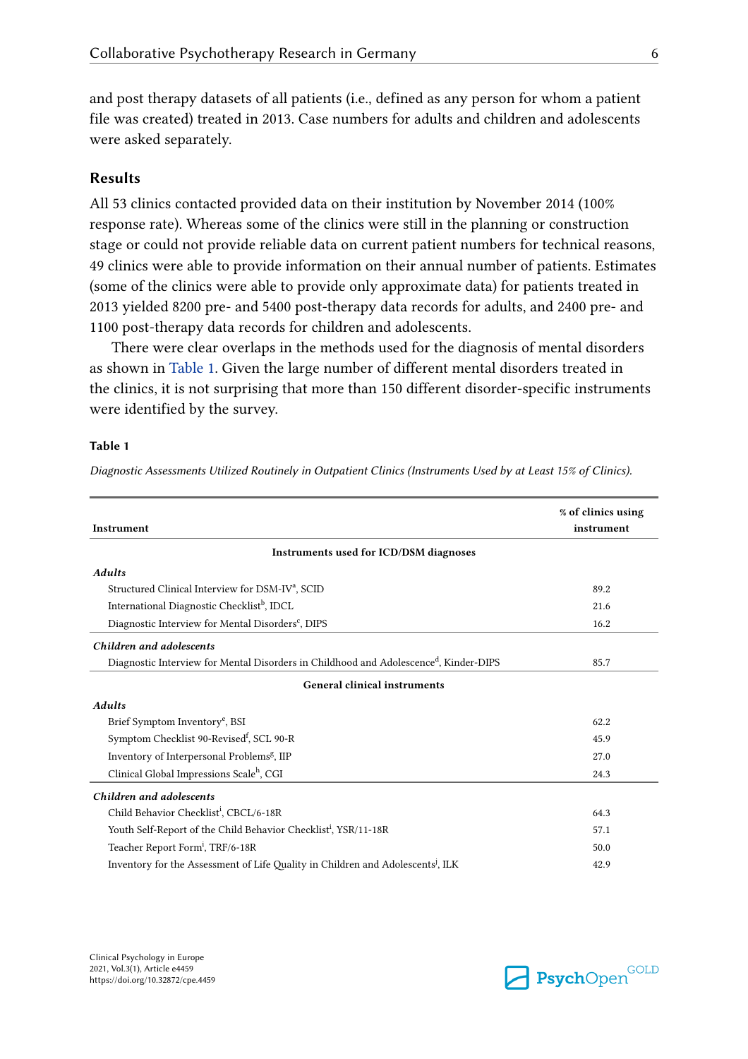and post therapy datasets of all patients (i.e., defined as any person for whom a patient file was created) treated in 2013. Case numbers for adults and children and adolescents were asked separately.

## Results

All 53 clinics contacted provided data on their institution by November 2014 (100% response rate). Whereas some of the clinics were still in the planning or construction stage or could not provide reliable data on current patient numbers for technical reasons, 49 clinics were able to provide information on their annual number of patients. Estimates (some of the clinics were able to provide only approximate data) for patients treated in 2013 yielded 8200 pre- and 5400 post-therapy data records for adults, and 2400 pre- and 1100 post-therapy data records for children and adolescents.

There were clear overlaps in the methods used for the diagnosis of mental disorders as shown in Table 1. Given the large number of different mental disorders treated in the clinics, it is not surprising that more than 150 different disorder-specific instruments were identified by the survey.

**Table 1**

*Diagnostic Assessments Utilized Routinely in Outpatient Clinics (Instruments Used by at Least 15% of Clinics).*

| Instrument | % of clinics using instrument |
|---|---|
| **Instruments used for ICD/DSM diagnoses** | |
| ***Adults*** | |
| Structured Clinical Interview for DSM-IV[a], SCID | 89.2 |
| International Diagnostic Checklist[b], IDCL | 21.6 |
| Diagnostic Interview for Mental Disorders[c], DIPS | 16.2 |
| ***Children and adolescents*** | |
| Diagnostic Interview for Mental Disorders in Childhood and Adolescence[d], Kinder-DIPS | 85.7 |
| **General clinical instruments** | |
| ***Adults*** | |
| Brief Symptom Inventory[e], BSI | 62.2 |
| Symptom Checklist 90-Revised[f], SCL 90-R | 45.9 |
| Inventory of Interpersonal Problems[g], IIP | 27.0 |
| Clinical Global Impressions Scale[h], CGI | 24.3 |
| ***Children and adolescents*** | |
| Child Behavior Checklist[i], CBCL/6-18R | 64.3 |
| Youth Self-Report of the Child Behavior Checklist[i], YSR/11-18R | 57.1 |
| Teacher Report Form[i], TRF/6-18R | 50.0 |
| Inventory for the Assessment of Life Quality in Children and Adolescents[j], ILK | 42.9 |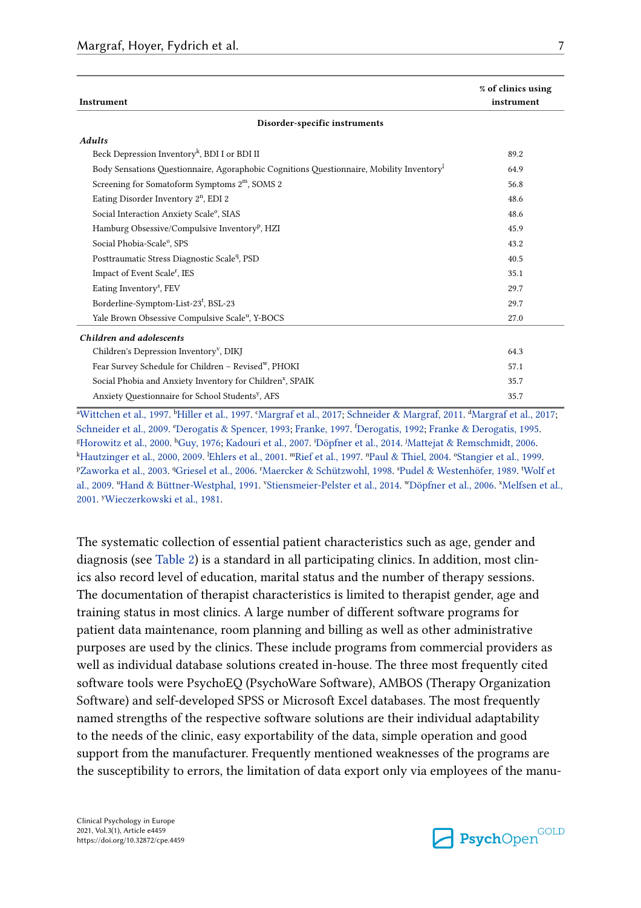| Instrument | % of clinics using instrument |
|---|---|
| **Disorder-specific instruments** | |
| ***Adults*** | |
| Beck Depression Inventory[k], BDI I or BDI II | 89.2 |
| Body Sensations Questionnaire, Agoraphobic Cognitions Questionnaire, Mobility Inventory[l] | 64.9 |
| Screening for Somatoform Symptoms 2[m], SOMS 2 | 56.8 |
| Eating Disorder Inventory 2[n], EDI 2 | 48.6 |
| Social Interaction Anxiety Scale[o], SIAS | 48.6 |
| Hamburg Obsessive/Compulsive Inventory[p], HZI | 45.9 |
| Social Phobia-Scale[o], SPS | 43.2 |
| Posttraumatic Stress Diagnostic Scale[q], PSD | 40.5 |
| Impact of Event Scale[r], IES | 35.1 |
| Eating Inventory[s], FEV | 29.7 |
| Borderline-Symptom-List-23[t], BSL-23 | 29.7 |
| Yale Brown Obsessive Compulsive Scale[u], Y-BOCS | 27.0 |
| ***Children and adolescents*** | |
| Children's Depression Inventory[v], DIKJ | 64.3 |
| Fear Survey Schedule for Children – Revised[w], PHOKI | 57.1 |
| Social Phobia and Anxiety Inventory for Children[x], SPAIK | 35.7 |
| Anxiety Questionnaire for School Students[y], AFS | 35.7 |

[a]Wittchen et al., 1997. [b]Hiller et al., 1997. [c]Margraf et al., 2017; Schneider & Margraf, 2011. [d]Margraf et al., 2017; Schneider et al., 2009. [e]Derogatis & Spencer, 1993; Franke, 1997. [f]Derogatis, 1992; Franke & Derogatis, 1995. [g]Horowitz et al., 2000. [h]Guy, 1976; Kadouri et al., 2007. [i]Döpfner et al., 2014. [j]Mattejat & Remschmidt, 2006. [k]Hautzinger et al., 2000, 2009. [l]Ehlers et al., 2001. [m]Rief et al., 1997. [n]Paul & Thiel, 2004. [o]Stangier et al., 1999. [p]Zaworka et al., 2003. [q]Griesel et al., 2006. [r]Maercker & Schützwohl, 1998. [s]Pudel & Westenhöfer, 1989. [t]Wolf et al., 2009. [u]Hand & Büttner-Westphal, 1991. [v]Stiensmeier-Pelster et al., 2014. [w]Döpfner et al., 2006. [x]Melfsen et al., 2001. [y]Wieczerkowski et al., 1981.

The systematic collection of essential patient characteristics such as age, gender and diagnosis (see Table 2) is a standard in all participating clinics. In addition, most clinics also record level of education, marital status and the number of therapy sessions. The documentation of therapist characteristics is limited to therapist gender, age and training status in most clinics. A large number of different software programs for patient data maintenance, room planning and billing as well as other administrative purposes are used by the clinics. These include programs from commercial providers as well as individual database solutions created in-house. The three most frequently cited software tools were PsychoEQ (PsychoWare Software), AMBOS (Therapy Organization Software) and self-developed SPSS or Microsoft Excel databases. The most frequently named strengths of the respective software solutions are their individual adaptability to the needs of the clinic, easy exportability of the data, simple operation and good support from the manufacturer. Frequently mentioned weaknesses of the programs are the susceptibility to errors, the limitation of data export only via employees of the manu-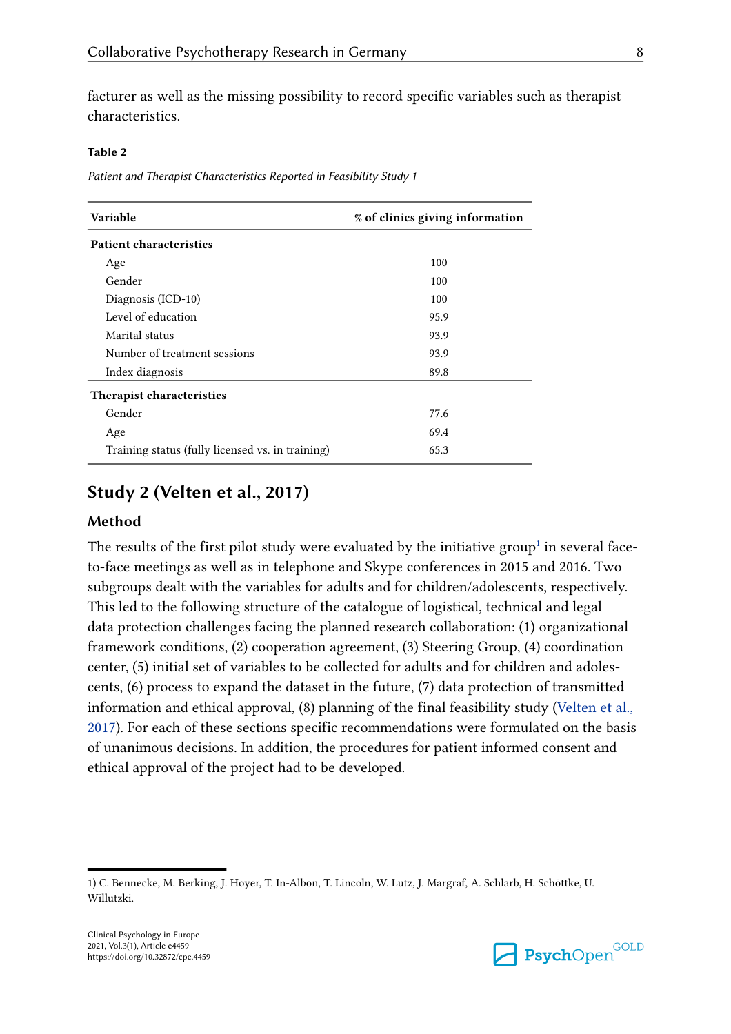facturer as well as the missing possibility to record specific variables such as therapist characteristics.

**Table 2**

*Patient and Therapist Characteristics Reported in Feasibility Study 1*

| Variable | % of clinics giving information |
|---|---|
| **Patient characteristics** | |
| Age | 100 |
| Gender | 100 |
| Diagnosis (ICD-10) | 100 |
| Level of education | 95.9 |
| Marital status | 93.9 |
| Number of treatment sessions | 93.9 |
| Index diagnosis | 89.8 |
| **Therapist characteristics** | |
| Gender | 77.6 |
| Age | 69.4 |
| Training status (fully licensed vs. in training) | 65.3 |

## Study 2 (Velten et al., 2017)

### Method

The results of the first pilot study were evaluated by the initiative group[1] in several face-to-face meetings as well as in telephone and Skype conferences in 2015 and 2016. Two subgroups dealt with the variables for adults and for children/adolescents, respectively. This led to the following structure of the catalogue of logistical, technical and legal data protection challenges facing the planned research collaboration: (1) organizational framework conditions, (2) cooperation agreement, (3) Steering Group, (4) coordination center, (5) initial set of variables to be collected for adults and for children and adolescents, (6) process to expand the dataset in the future, (7) data protection of transmitted information and ethical approval, (8) planning of the final feasibility study (Velten et al., 2017). For each of these sections specific recommendations were formulated on the basis of unanimous decisions. In addition, the procedures for patient informed consent and ethical approval of the project had to be developed.

1) C. Bennecke, M. Berking, J. Hoyer, T. In-Albon, T. Lincoln, W. Lutz, J. Margraf, A. Schlarb, H. Schöttke, U. Willutzki.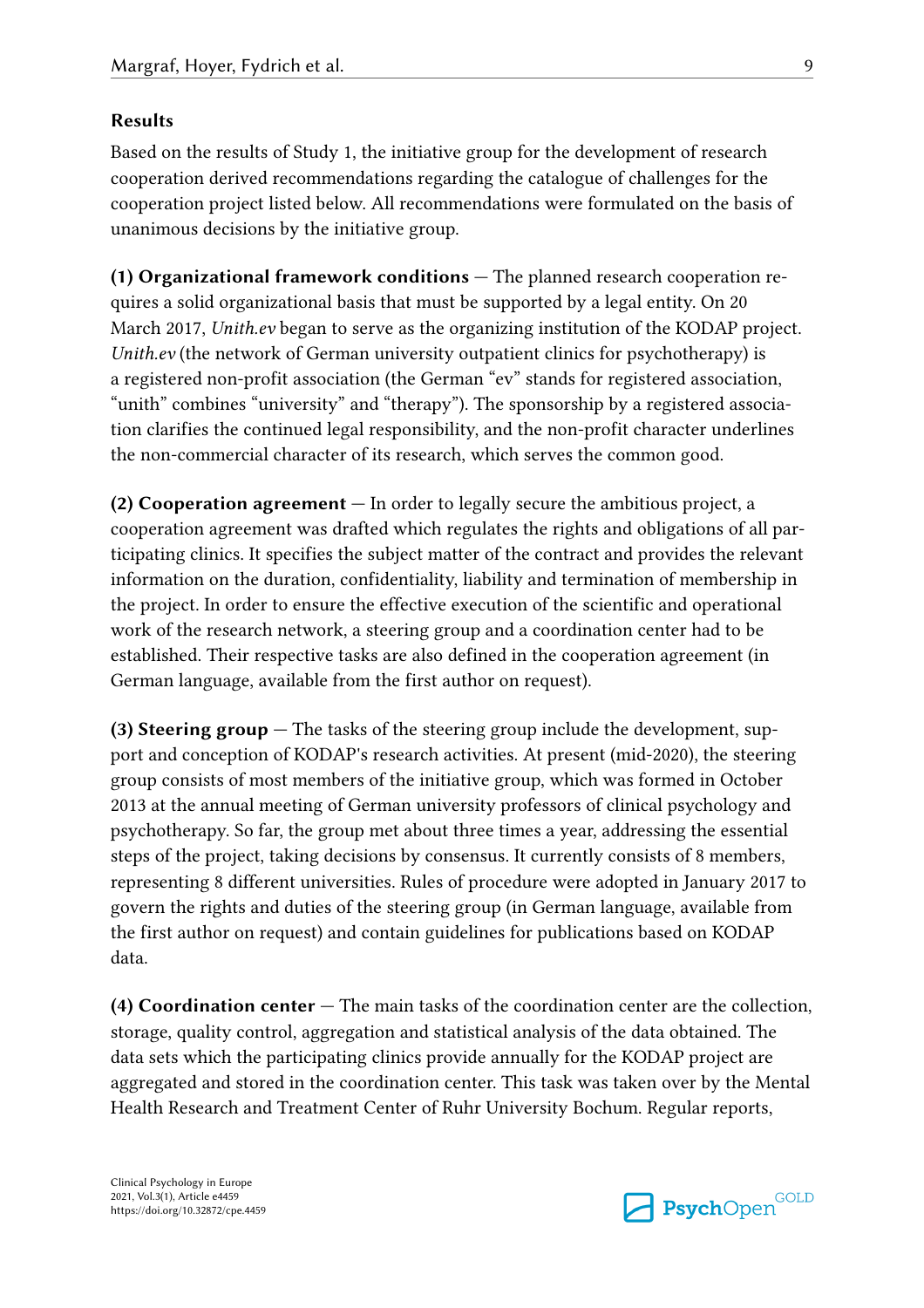## Results

Based on the results of Study 1, the initiative group for the development of research cooperation derived recommendations regarding the catalogue of challenges for the cooperation project listed below. All recommendations were formulated on the basis of unanimous decisions by the initiative group.

**(1) Organizational framework conditions** — The planned research cooperation requires a solid organizational basis that must be supported by a legal entity. On 20 March 2017, *Unith.ev* began to serve as the organizing institution of the KODAP project. *Unith.ev* (the network of German university outpatient clinics for psychotherapy) is a registered non-profit association (the German "ev" stands for registered association, "unith" combines "university" and "therapy"). The sponsorship by a registered association clarifies the continued legal responsibility, and the non-profit character underlines the non-commercial character of its research, which serves the common good.

**(2) Cooperation agreement** — In order to legally secure the ambitious project, a cooperation agreement was drafted which regulates the rights and obligations of all participating clinics. It specifies the subject matter of the contract and provides the relevant information on the duration, confidentiality, liability and termination of membership in the project. In order to ensure the effective execution of the scientific and operational work of the research network, a steering group and a coordination center had to be established. Their respective tasks are also defined in the cooperation agreement (in German language, available from the first author on request).

**(3) Steering group** — The tasks of the steering group include the development, support and conception of KODAP's research activities. At present (mid-2020), the steering group consists of most members of the initiative group, which was formed in October 2013 at the annual meeting of German university professors of clinical psychology and psychotherapy. So far, the group met about three times a year, addressing the essential steps of the project, taking decisions by consensus. It currently consists of 8 members, representing 8 different universities. Rules of procedure were adopted in January 2017 to govern the rights and duties of the steering group (in German language, available from the first author on request) and contain guidelines for publications based on KODAP data.

**(4) Coordination center** — The main tasks of the coordination center are the collection, storage, quality control, aggregation and statistical analysis of the data obtained. The data sets which the participating clinics provide annually for the KODAP project are aggregated and stored in the coordination center. This task was taken over by the Mental Health Research and Treatment Center of Ruhr University Bochum. Regular reports,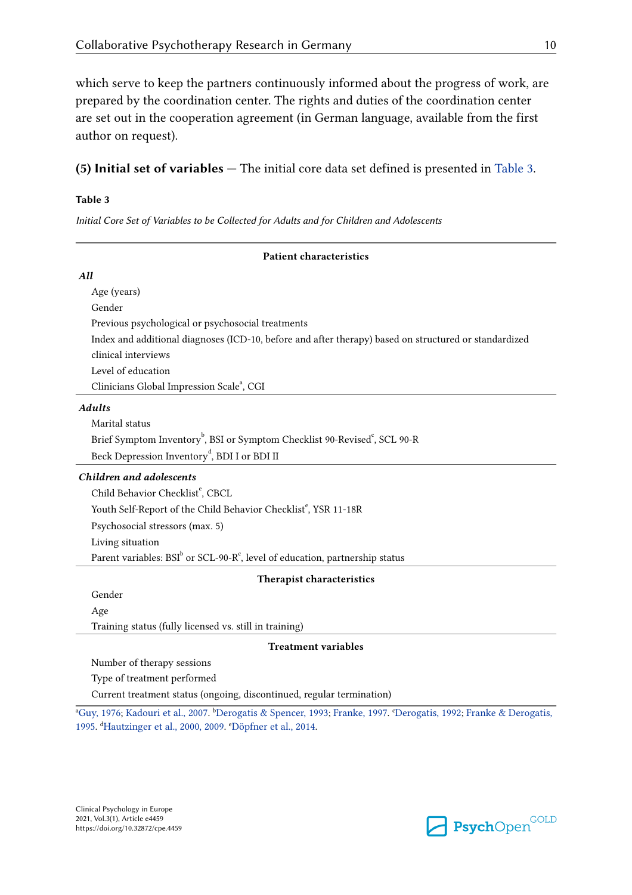which serve to keep the partners continuously informed about the progress of work, are prepared by the coordination center. The rights and duties of the coordination center are set out in the cooperation agreement (in German language, available from the first author on request).

**(5) Initial set of variables** — The initial core data set defined is presented in Table 3.

**Table 3**

*Initial Core Set of Variables to be Collected for Adults and for Children and Adolescents*

| **Patient characteristics** |
|---|
| ***All*** |
| Age (years) |
| Gender |
| Previous psychological or psychosocial treatments |
| Index and additional diagnoses (ICD-10, before and after therapy) based on structured or standardized clinical interviews |
| Level of education |
| Clinicians Global Impression Scale[a], CGI |
| ***Adults*** |
| Marital status |
| Brief Symptom Inventory[b], BSI or Symptom Checklist 90-Revised[c], SCL 90-R |
| Beck Depression Inventory[d], BDI I or BDI II |
| ***Children and adolescents*** |
| Child Behavior Checklist[e], CBCL |
| Youth Self-Report of the Child Behavior Checklist[e], YSR 11-18R |
| Psychosocial stressors (max. 5) |
| Living situation |
| Parent variables: BSI[b] or SCL-90-R[c], level of education, partnership status |
| **Therapist characteristics** |
| Gender |
| Age |
| Training status (fully licensed vs. still in training) |
| **Treatment variables** |
| Number of therapy sessions |
| Type of treatment performed |
| Current treatment status (ongoing, discontinued, regular termination) |

[a]Guy, 1976; Kadouri et al., 2007. [b]Derogatis & Spencer, 1993; Franke, 1997. [c]Derogatis, 1992; Franke & Derogatis, 1995. [d]Hautzinger et al., 2000, 2009. [e]Döpfner et al., 2014.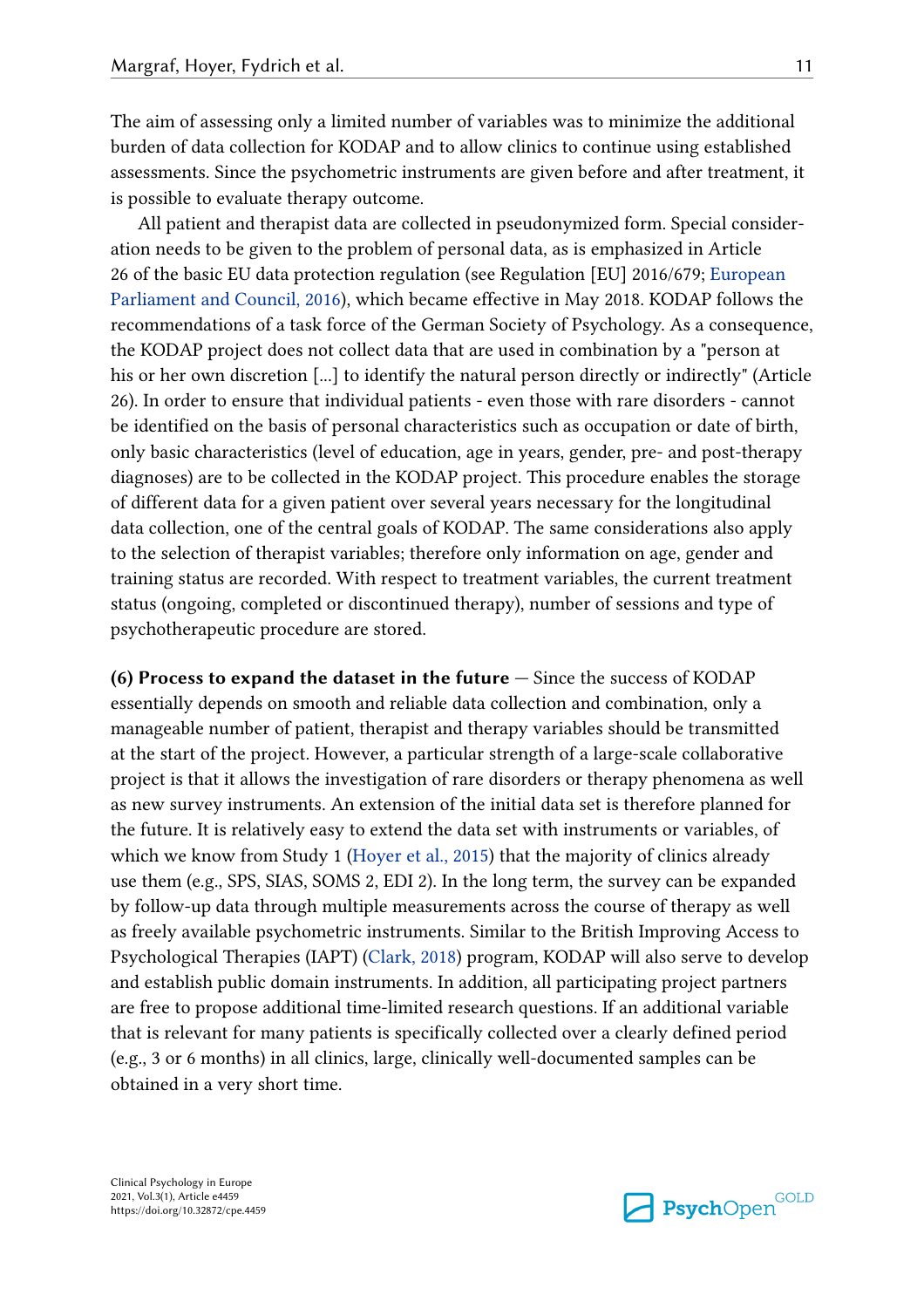The aim of assessing only a limited number of variables was to minimize the additional burden of data collection for KODAP and to allow clinics to continue using established assessments. Since the psychometric instruments are given before and after treatment, it is possible to evaluate therapy outcome.

All patient and therapist data are collected in pseudonymized form. Special consideration needs to be given to the problem of personal data, as is emphasized in Article 26 of the basic EU data protection regulation (see Regulation [EU] 2016/679; European Parliament and Council, 2016), which became effective in May 2018. KODAP follows the recommendations of a task force of the German Society of Psychology. As a consequence, the KODAP project does not collect data that are used in combination by a "person at his or her own discretion [...] to identify the natural person directly or indirectly" (Article 26). In order to ensure that individual patients - even those with rare disorders - cannot be identified on the basis of personal characteristics such as occupation or date of birth, only basic characteristics (level of education, age in years, gender, pre- and post-therapy diagnoses) are to be collected in the KODAP project. This procedure enables the storage of different data for a given patient over several years necessary for the longitudinal data collection, one of the central goals of KODAP. The same considerations also apply to the selection of therapist variables; therefore only information on age, gender and training status are recorded. With respect to treatment variables, the current treatment status (ongoing, completed or discontinued therapy), number of sessions and type of psychotherapeutic procedure are stored.

**(6) Process to expand the dataset in the future** — Since the success of KODAP essentially depends on smooth and reliable data collection and combination, only a manageable number of patient, therapist and therapy variables should be transmitted at the start of the project. However, a particular strength of a large-scale collaborative project is that it allows the investigation of rare disorders or therapy phenomena as well as new survey instruments. An extension of the initial data set is therefore planned for the future. It is relatively easy to extend the data set with instruments or variables, of which we know from Study 1 (Hoyer et al., 2015) that the majority of clinics already use them (e.g., SPS, SIAS, SOMS 2, EDI 2). In the long term, the survey can be expanded by follow-up data through multiple measurements across the course of therapy as well as freely available psychometric instruments. Similar to the British Improving Access to Psychological Therapies (IAPT) (Clark, 2018) program, KODAP will also serve to develop and establish public domain instruments. In addition, all participating project partners are free to propose additional time-limited research questions. If an additional variable that is relevant for many patients is specifically collected over a clearly defined period (e.g., 3 or 6 months) in all clinics, large, clinically well-documented samples can be obtained in a very short time.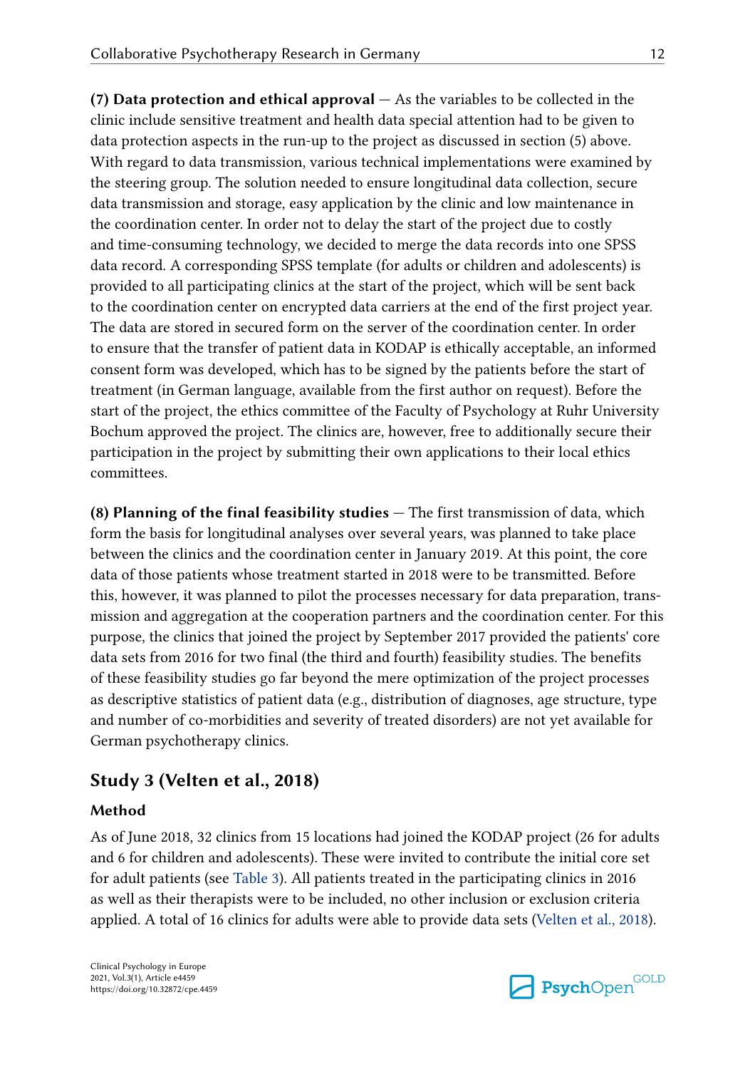**(7) Data protection and ethical approval** — As the variables to be collected in the clinic include sensitive treatment and health data special attention had to be given to data protection aspects in the run-up to the project as discussed in section (5) above. With regard to data transmission, various technical implementations were examined by the steering group. The solution needed to ensure longitudinal data collection, secure data transmission and storage, easy application by the clinic and low maintenance in the coordination center. In order not to delay the start of the project due to costly and time-consuming technology, we decided to merge the data records into one SPSS data record. A corresponding SPSS template (for adults or children and adolescents) is provided to all participating clinics at the start of the project, which will be sent back to the coordination center on encrypted data carriers at the end of the first project year. The data are stored in secured form on the server of the coordination center. In order to ensure that the transfer of patient data in KODAP is ethically acceptable, an informed consent form was developed, which has to be signed by the patients before the start of treatment (in German language, available from the first author on request). Before the start of the project, the ethics committee of the Faculty of Psychology at Ruhr University Bochum approved the project. The clinics are, however, free to additionally secure their participation in the project by submitting their own applications to their local ethics committees.

**(8) Planning of the final feasibility studies** — The first transmission of data, which form the basis for longitudinal analyses over several years, was planned to take place between the clinics and the coordination center in January 2019. At this point, the core data of those patients whose treatment started in 2018 were to be transmitted. Before this, however, it was planned to pilot the processes necessary for data preparation, transmission and aggregation at the cooperation partners and the coordination center. For this purpose, the clinics that joined the project by September 2017 provided the patients' core data sets from 2016 for two final (the third and fourth) feasibility studies. The benefits of these feasibility studies go far beyond the mere optimization of the project processes as descriptive statistics of patient data (e.g., distribution of diagnoses, age structure, type and number of co-morbidities and severity of treated disorders) are not yet available for German psychotherapy clinics.

## Study 3 (Velten et al., 2018)

### Method

As of June 2018, 32 clinics from 15 locations had joined the KODAP project (26 for adults and 6 for children and adolescents). These were invited to contribute the initial core set for adult patients (see Table 3). All patients treated in the participating clinics in 2016 as well as their therapists were to be included, no other inclusion or exclusion criteria applied. A total of 16 clinics for adults were able to provide data sets (Velten et al., 2018).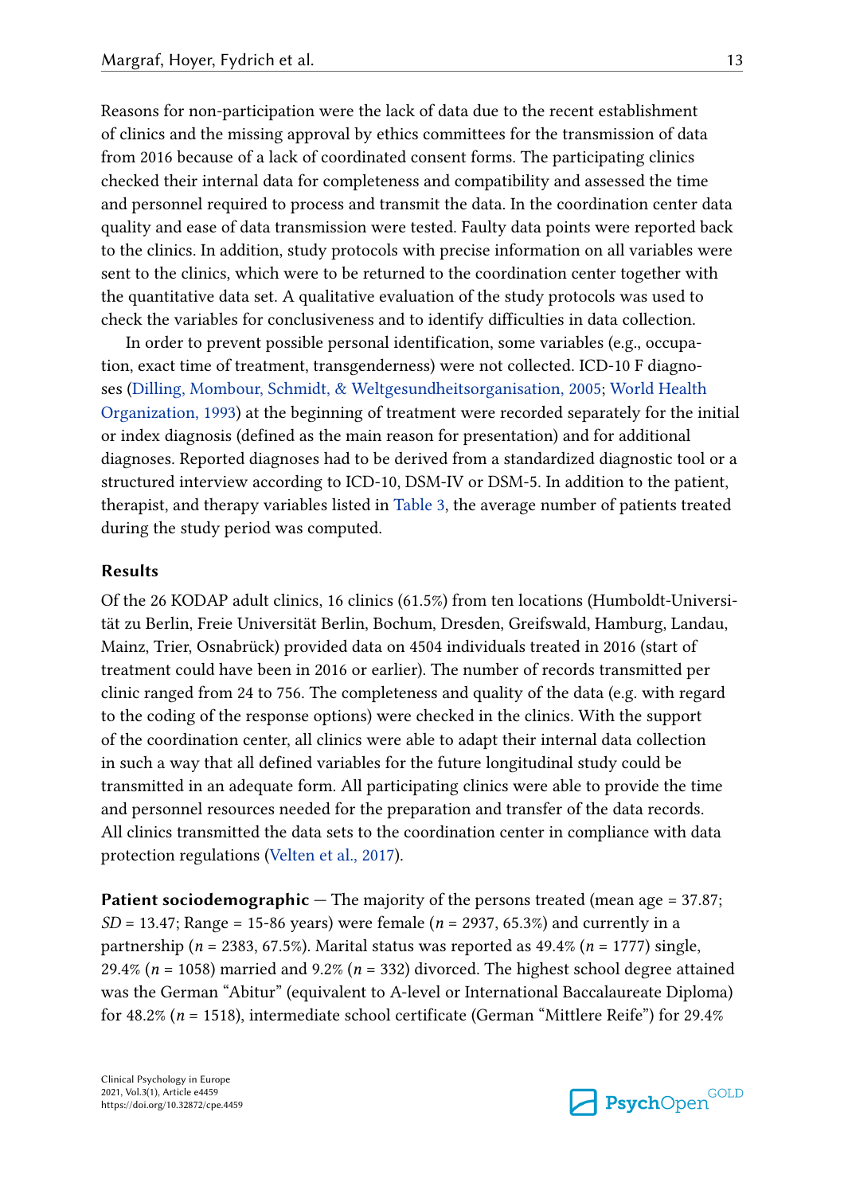Reasons for non-participation were the lack of data due to the recent establishment of clinics and the missing approval by ethics committees for the transmission of data from 2016 because of a lack of coordinated consent forms. The participating clinics checked their internal data for completeness and compatibility and assessed the time and personnel required to process and transmit the data. In the coordination center data quality and ease of data transmission were tested. Faulty data points were reported back to the clinics. In addition, study protocols with precise information on all variables were sent to the clinics, which were to be returned to the coordination center together with the quantitative data set. A qualitative evaluation of the study protocols was used to check the variables for conclusiveness and to identify difficulties in data collection.

In order to prevent possible personal identification, some variables (e.g., occupation, exact time of treatment, transgenderness) were not collected. ICD-10 F diagnoses (Dilling, Mombour, Schmidt, & Weltgesundheitsorganisation, 2005; World Health Organization, 1993) at the beginning of treatment were recorded separately for the initial or index diagnosis (defined as the main reason for presentation) and for additional diagnoses. Reported diagnoses had to be derived from a standardized diagnostic tool or a structured interview according to ICD-10, DSM-IV or DSM-5. In addition to the patient, therapist, and therapy variables listed in Table 3, the average number of patients treated during the study period was computed.

## Results

Of the 26 KODAP adult clinics, 16 clinics (61.5%) from ten locations (Humboldt-Universität zu Berlin, Freie Universität Berlin, Bochum, Dresden, Greifswald, Hamburg, Landau, Mainz, Trier, Osnabrück) provided data on 4504 individuals treated in 2016 (start of treatment could have been in 2016 or earlier). The number of records transmitted per clinic ranged from 24 to 756. The completeness and quality of the data (e.g. with regard to the coding of the response options) were checked in the clinics. With the support of the coordination center, all clinics were able to adapt their internal data collection in such a way that all defined variables for the future longitudinal study could be transmitted in an adequate form. All participating clinics were able to provide the time and personnel resources needed for the preparation and transfer of the data records. All clinics transmitted the data sets to the coordination center in compliance with data protection regulations (Velten et al., 2017).

**Patient sociodemographic** — The majority of the persons treated (mean age = 37.87; *SD* = 13.47; Range = 15-86 years) were female (*n* = 2937, 65.3%) and currently in a partnership (*n* = 2383, 67.5%). Marital status was reported as 49.4% (*n* = 1777) single, 29.4% (*n* = 1058) married and 9.2% (*n* = 332) divorced. The highest school degree attained was the German "Abitur" (equivalent to A-level or International Baccalaureate Diploma) for 48.2% (*n* = 1518), intermediate school certificate (German "Mittlere Reife") for 29.4%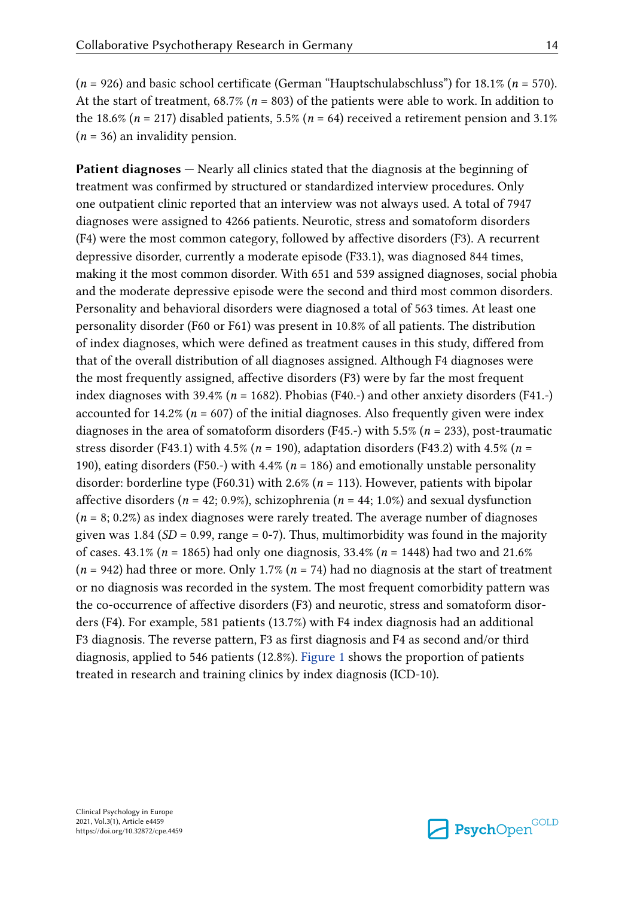(*n* = 926) and basic school certificate (German “Hauptschulabschluss”) for 18.1% (*n* = 570). At the start of treatment, 68.7% (*n* = 803) of the patients were able to work. In addition to the 18.6% (*n* = 217) disabled patients, 5.5% (*n* = 64) received a retirement pension and 3.1% (*n* = 36) an invalidity pension.

**Patient diagnoses** — Nearly all clinics stated that the diagnosis at the beginning of treatment was confirmed by structured or standardized interview procedures. Only one outpatient clinic reported that an interview was not always used. A total of 7947 diagnoses were assigned to 4266 patients. Neurotic, stress and somatoform disorders (F4) were the most common category, followed by affective disorders (F3). A recurrent depressive disorder, currently a moderate episode (F33.1), was diagnosed 844 times, making it the most common disorder. With 651 and 539 assigned diagnoses, social phobia and the moderate depressive episode were the second and third most common disorders. Personality and behavioral disorders were diagnosed a total of 563 times. At least one personality disorder (F60 or F61) was present in 10.8% of all patients. The distribution of index diagnoses, which were defined as treatment causes in this study, differed from that of the overall distribution of all diagnoses assigned. Although F4 diagnoses were the most frequently assigned, affective disorders (F3) were by far the most frequent index diagnoses with 39.4% (*n* = 1682). Phobias (F40.-) and other anxiety disorders (F41.-) accounted for 14.2% (*n* = 607) of the initial diagnoses. Also frequently given were index diagnoses in the area of somatoform disorders (F45.-) with 5.5% (*n* = 233), post-traumatic stress disorder (F43.1) with 4.5% (*n* = 190), adaptation disorders (F43.2) with 4.5% (*n* = 190), eating disorders (F50.-) with 4.4% (*n* = 186) and emotionally unstable personality disorder: borderline type (F60.31) with 2.6% (*n* = 113). However, patients with bipolar affective disorders (*n* = 42; 0.9%), schizophrenia (*n* = 44; 1.0%) and sexual dysfunction (*n* = 8; 0.2%) as index diagnoses were rarely treated. The average number of diagnoses given was 1.84 (*SD* = 0.99, range = 0-7). Thus, multimorbidity was found in the majority of cases. 43.1% (*n* = 1865) had only one diagnosis, 33.4% (*n* = 1448) had two and 21.6% (*n* = 942) had three or more. Only 1.7% (*n* = 74) had no diagnosis at the start of treatment or no diagnosis was recorded in the system. The most frequent comorbidity pattern was the co-occurrence of affective disorders (F3) and neurotic, stress and somatoform disorders (F4). For example, 581 patients (13.7%) with F4 index diagnosis had an additional F3 diagnosis. The reverse pattern, F3 as first diagnosis and F4 as second and/or third diagnosis, applied to 546 patients (12.8%). Figure 1 shows the proportion of patients treated in research and training clinics by index diagnosis (ICD-10).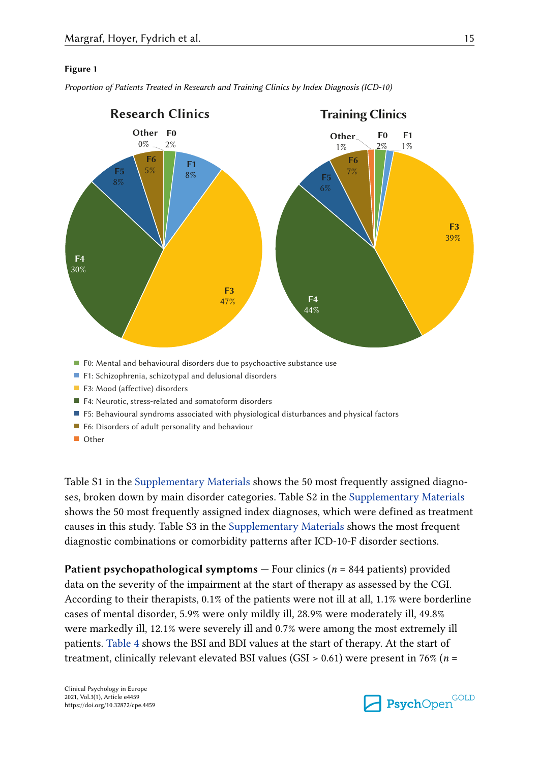**Figure 1**

*Proportion of Patients Treated in Research and Training Clinics by Index Diagnosis (ICD-10)*

**Research Clinics**

| Category | Percentage |
|---|---|
| F0 | 2% |
| F1 | 8% |
| F3 | 47% |
| F4 | 30% |
| F5 | 8% |
| F6 | 5% |
| Other | 0% |

**Training Clinics**

| Category | Percentage |
|---|---|
| F0 | 2% |
| F1 | 1% |
| F3 | 39% |
| F4 | 44% |
| F5 | 6% |
| F6 | 7% |
| Other | 1% |

- F0: Mental and behavioural disorders due to psychoactive substance use
- F1: Schizophrenia, schizotypal and delusional disorders
- F3: Mood (affective) disorders
- F4: Neurotic, stress-related and somatoform disorders
- F5: Behavioural syndromes associated with physiological disturbances and physical factors
- F6: Disorders of adult personality and behaviour
- Other

Table S1 in the Supplementary Materials shows the 50 most frequently assigned diagnoses, broken down by main disorder categories. Table S2 in the Supplementary Materials shows the 50 most frequently assigned index diagnoses, which were defined as treatment causes in this study. Table S3 in the Supplementary Materials shows the most frequent diagnostic combinations or comorbidity patterns after ICD-10-F disorder sections.

**Patient psychopathological symptoms** — Four clinics ($n$ = 844 patients) provided data on the severity of the impairment at the start of therapy as assessed by the CGI. According to their therapists, 0.1% of the patients were not ill at all, 1.1% were borderline cases of mental disorder, 5.9% were only mildly ill, 28.9% were moderately ill, 49.8% were markedly ill, 12.1% were severely ill and 0.7% were among the most extremely ill patients. Table 4 shows the BSI and BDI values at the start of therapy. At the start of treatment, clinically relevant elevated BSI values (GSI > 0.61) were present in 76% ($n$ =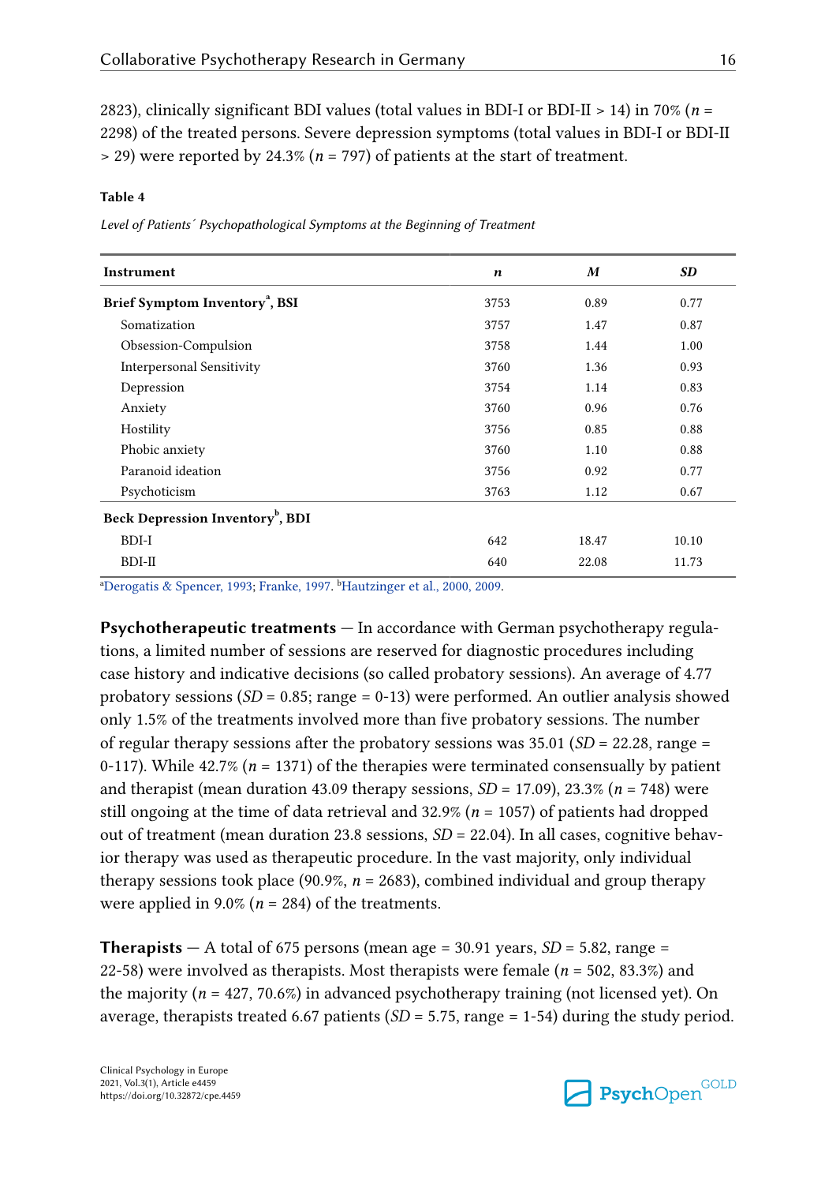2823), clinically significant BDI values (total values in BDI-I or BDI-II > 14) in 70% (*n* = 2298) of the treated persons. Severe depression symptoms (total values in BDI-I or BDI-II > 29) were reported by 24.3% (*n* = 797) of patients at the start of treatment.

**Table 4**

*Level of Patients´ Psychopathological Symptoms at the Beginning of Treatment*

| Instrument | *n* | *M* | *SD* |
|---|---|---|---|
| **Brief Symptom Inventory[a], BSI** | 3753 | 0.89 | 0.77 |
| Somatization | 3757 | 1.47 | 0.87 |
| Obsession-Compulsion | 3758 | 1.44 | 1.00 |
| Interpersonal Sensitivity | 3760 | 1.36 | 0.93 |
| Depression | 3754 | 1.14 | 0.83 |
| Anxiety | 3760 | 0.96 | 0.76 |
| Hostility | 3756 | 0.85 | 0.88 |
| Phobic anxiety | 3760 | 1.10 | 0.88 |
| Paranoid ideation | 3756 | 0.92 | 0.77 |
| Psychoticism | 3763 | 1.12 | 0.67 |
| **Beck Depression Inventory[b], BDI** | | | |
| BDI-I | 642 | 18.47 | 10.10 |
| BDI-II | 640 | 22.08 | 11.73 |

[a]Derogatis & Spencer, 1993; Franke, 1997. [b]Hautzinger et al., 2000, 2009.

**Psychotherapeutic treatments** — In accordance with German psychotherapy regulations, a limited number of sessions are reserved for diagnostic procedures including case history and indicative decisions (so called probatory sessions). An average of 4.77 probatory sessions (*SD* = 0.85; range = 0-13) were performed. An outlier analysis showed only 1.5% of the treatments involved more than five probatory sessions. The number of regular therapy sessions after the probatory sessions was 35.01 (*SD* = 22.28, range = 0-117). While 42.7% (*n* = 1371) of the therapies were terminated consensually by patient and therapist (mean duration 43.09 therapy sessions, *SD* = 17.09), 23.3% (*n* = 748) were still ongoing at the time of data retrieval and 32.9% (*n* = 1057) of patients had dropped out of treatment (mean duration 23.8 sessions, *SD* = 22.04). In all cases, cognitive behavior therapy was used as therapeutic procedure. In the vast majority, only individual therapy sessions took place (90.9%, *n* = 2683), combined individual and group therapy were applied in 9.0% (*n* = 284) of the treatments.

**Therapists** — A total of 675 persons (mean age = 30.91 years, *SD* = 5.82, range = 22-58) were involved as therapists. Most therapists were female (*n* = 502, 83.3%) and the majority (*n* = 427, 70.6%) in advanced psychotherapy training (not licensed yet). On average, therapists treated 6.67 patients (*SD* = 5.75, range = 1-54) during the study period.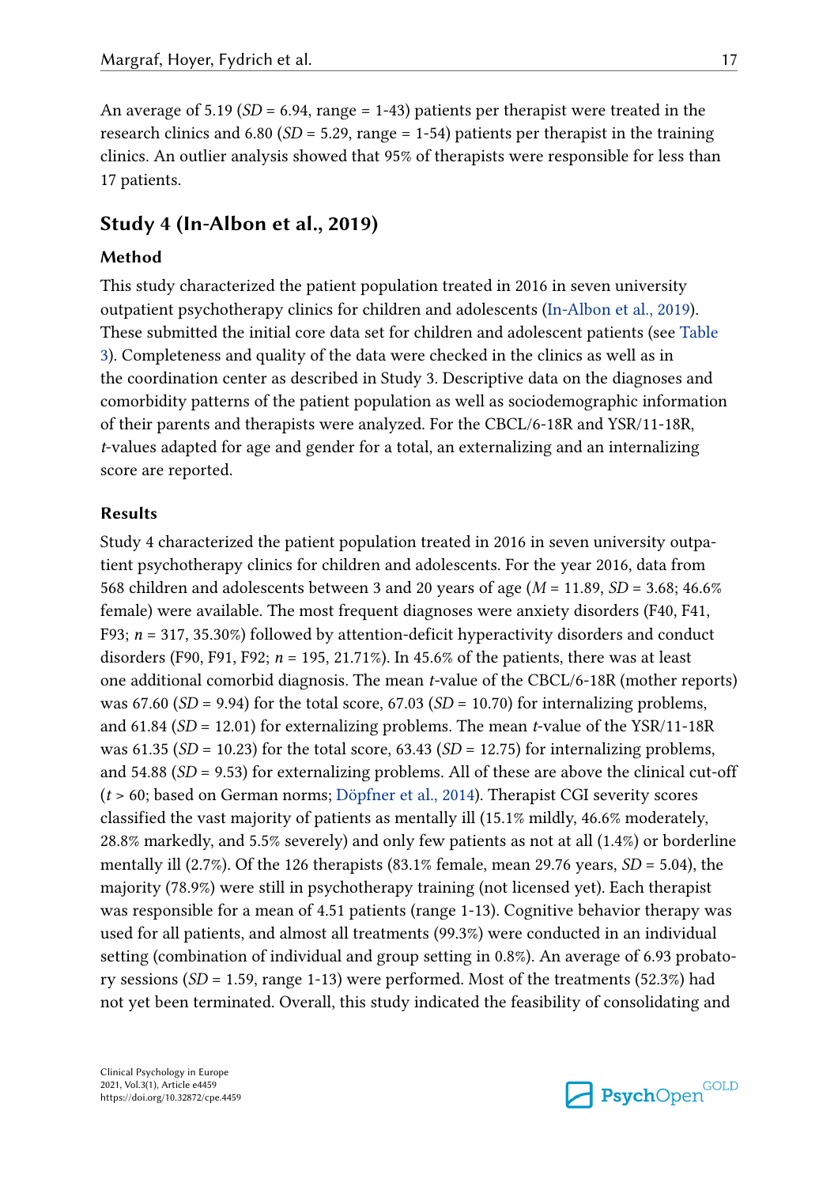An average of 5.19 (*SD* = 6.94, range = 1-43) patients per therapist were treated in the research clinics and 6.80 (*SD* = 5.29, range = 1-54) patients per therapist in the training clinics. An outlier analysis showed that 95% of therapists were responsible for less than 17 patients.

## Study 4 (In-Albon et al., 2019)

### Method

This study characterized the patient population treated in 2016 in seven university outpatient psychotherapy clinics for children and adolescents (In-Albon et al., 2019). These submitted the initial core data set for children and adolescent patients (see Table 3). Completeness and quality of the data were checked in the clinics as well as in the coordination center as described in Study 3. Descriptive data on the diagnoses and comorbidity patterns of the patient population as well as sociodemographic information of their parents and therapists were analyzed. For the CBCL/6-18R and YSR/11-18R, *t*-values adapted for age and gender for a total, an externalizing and an internalizing score are reported.

### Results

Study 4 characterized the patient population treated in 2016 in seven university outpatient psychotherapy clinics for children and adolescents. For the year 2016, data from 568 children and adolescents between 3 and 20 years of age (*M* = 11.89, *SD* = 3.68; 46.6% female) were available. The most frequent diagnoses were anxiety disorders (F40, F41, F93; *n* = 317, 35.30%) followed by attention-deficit hyperactivity disorders and conduct disorders (F90, F91, F92; *n* = 195, 21.71%). In 45.6% of the patients, there was at least one additional comorbid diagnosis. The mean *t*-value of the CBCL/6-18R (mother reports) was 67.60 (*SD* = 9.94) for the total score, 67.03 (*SD* = 10.70) for internalizing problems, and 61.84 (*SD* = 12.01) for externalizing problems. The mean *t*-value of the YSR/11-18R was 61.35 (*SD* = 10.23) for the total score, 63.43 (*SD* = 12.75) for internalizing problems, and 54.88 (*SD* = 9.53) for externalizing problems. All of these are above the clinical cut-off ($t > 60$; based on German norms; Döpfner et al., 2014). Therapist CGI severity scores classified the vast majority of patients as mentally ill (15.1% mildly, 46.6% moderately, 28.8% markedly, and 5.5% severely) and only few patients as not at all (1.4%) or borderline mentally ill (2.7%). Of the 126 therapists (83.1% female, mean 29.76 years, *SD* = 5.04), the majority (78.9%) were still in psychotherapy training (not licensed yet). Each therapist was responsible for a mean of 4.51 patients (range 1-13). Cognitive behavior therapy was used for all patients, and almost all treatments (99.3%) were conducted in an individual setting (combination of individual and group setting in 0.8%). An average of 6.93 probatory sessions (*SD* = 1.59, range 1-13) were performed. Most of the treatments (52.3%) had not yet been terminated. Overall, this study indicated the feasibility of consolidating and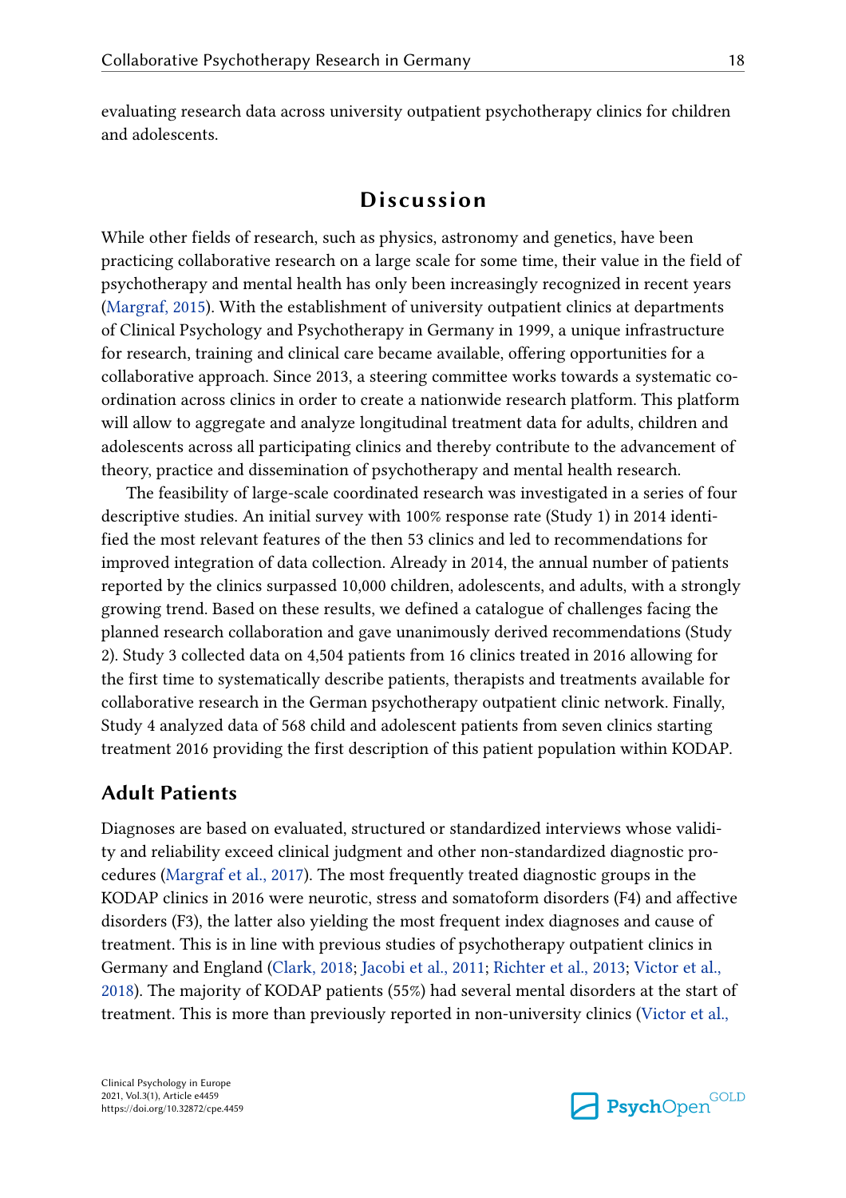evaluating research data across university outpatient psychotherapy clinics for children and adolescents.

## Discussion

While other fields of research, such as physics, astronomy and genetics, have been practicing collaborative research on a large scale for some time, their value in the field of psychotherapy and mental health has only been increasingly recognized in recent years (Margraf, 2015). With the establishment of university outpatient clinics at departments of Clinical Psychology and Psychotherapy in Germany in 1999, a unique infrastructure for research, training and clinical care became available, offering opportunities for a collaborative approach. Since 2013, a steering committee works towards a systematic co-ordination across clinics in order to create a nationwide research platform. This platform will allow to aggregate and analyze longitudinal treatment data for adults, children and adolescents across all participating clinics and thereby contribute to the advancement of theory, practice and dissemination of psychotherapy and mental health research.

The feasibility of large-scale coordinated research was investigated in a series of four descriptive studies. An initial survey with 100% response rate (Study 1) in 2014 identified the most relevant features of the then 53 clinics and led to recommendations for improved integration of data collection. Already in 2014, the annual number of patients reported by the clinics surpassed 10,000 children, adolescents, and adults, with a strongly growing trend. Based on these results, we defined a catalogue of challenges facing the planned research collaboration and gave unanimously derived recommendations (Study 2). Study 3 collected data on 4,504 patients from 16 clinics treated in 2016 allowing for the first time to systematically describe patients, therapists and treatments available for collaborative research in the German psychotherapy outpatient clinic network. Finally, Study 4 analyzed data of 568 child and adolescent patients from seven clinics starting treatment 2016 providing the first description of this patient population within KODAP.

### Adult Patients

Diagnoses are based on evaluated, structured or standardized interviews whose validity and reliability exceed clinical judgment and other non-standardized diagnostic procedures (Margraf et al., 2017). The most frequently treated diagnostic groups in the KODAP clinics in 2016 were neurotic, stress and somatoform disorders (F4) and affective disorders (F3), the latter also yielding the most frequent index diagnoses and cause of treatment. This is in line with previous studies of psychotherapy outpatient clinics in Germany and England (Clark, 2018; Jacobi et al., 2011; Richter et al., 2013; Victor et al., 2018). The majority of KODAP patients (55%) had several mental disorders at the start of treatment. This is more than previously reported in non-university clinics (Victor et al.,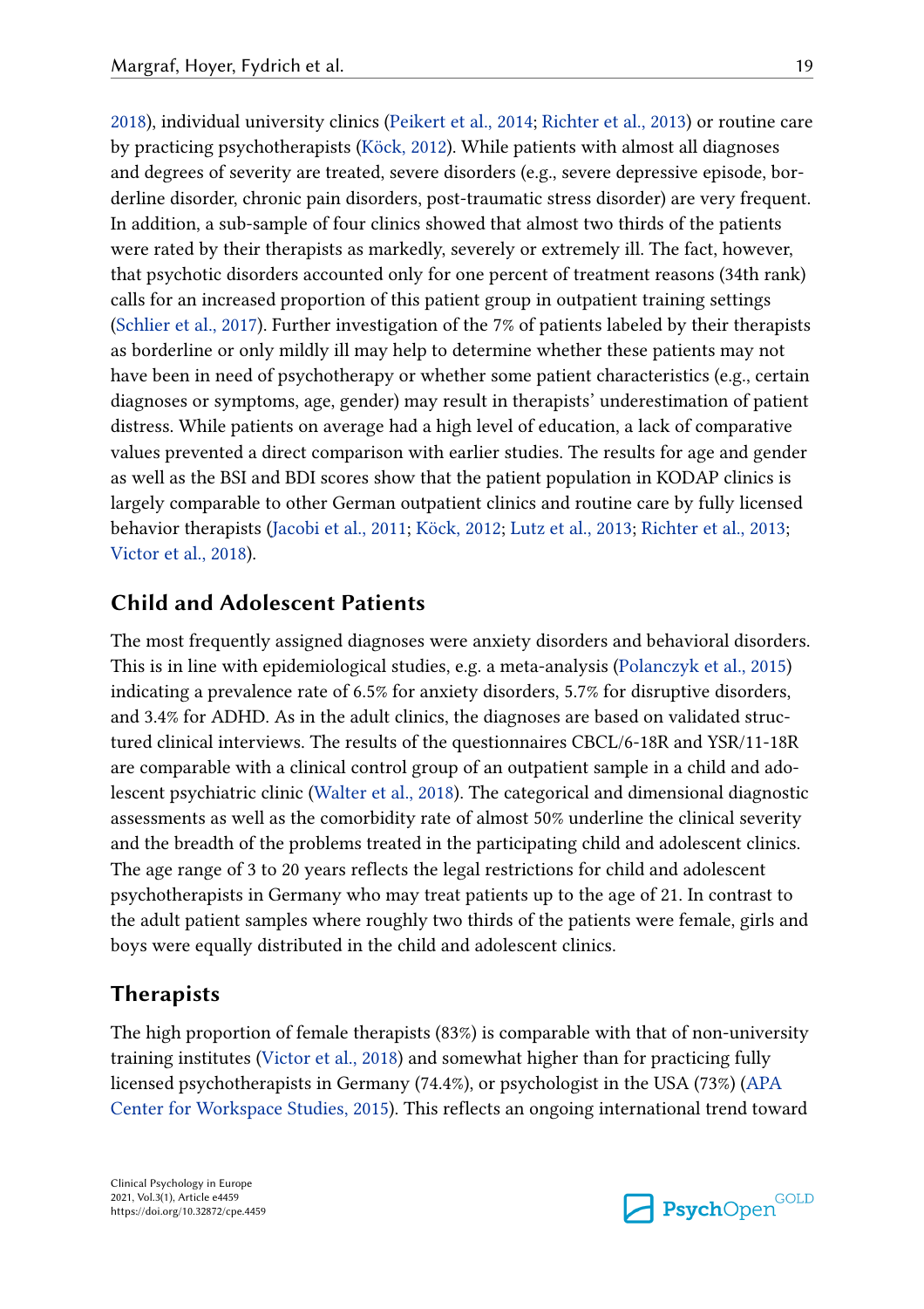2018), individual university clinics (Peikert et al., 2014; Richter et al., 2013) or routine care by practicing psychotherapists (Köck, 2012). While patients with almost all diagnoses and degrees of severity are treated, severe disorders (e.g., severe depressive episode, borderline disorder, chronic pain disorders, post-traumatic stress disorder) are very frequent. In addition, a sub-sample of four clinics showed that almost two thirds of the patients were rated by their therapists as markedly, severely or extremely ill. The fact, however, that psychotic disorders accounted only for one percent of treatment reasons (34th rank) calls for an increased proportion of this patient group in outpatient training settings (Schlier et al., 2017). Further investigation of the 7% of patients labeled by their therapists as borderline or only mildly ill may help to determine whether these patients may not have been in need of psychotherapy or whether some patient characteristics (e.g., certain diagnoses or symptoms, age, gender) may result in therapists' underestimation of patient distress. While patients on average had a high level of education, a lack of comparative values prevented a direct comparison with earlier studies. The results for age and gender as well as the BSI and BDI scores show that the patient population in KODAP clinics is largely comparable to other German outpatient clinics and routine care by fully licensed behavior therapists (Jacobi et al., 2011; Köck, 2012; Lutz et al., 2013; Richter et al., 2013; Victor et al., 2018).

## Child and Adolescent Patients

The most frequently assigned diagnoses were anxiety disorders and behavioral disorders. This is in line with epidemiological studies, e.g. a meta-analysis (Polanczyk et al., 2015) indicating a prevalence rate of 6.5% for anxiety disorders, 5.7% for disruptive disorders, and 3.4% for ADHD. As in the adult clinics, the diagnoses are based on validated structured clinical interviews. The results of the questionnaires CBCL/6-18R and YSR/11-18R are comparable with a clinical control group of an outpatient sample in a child and adolescent psychiatric clinic (Walter et al., 2018). The categorical and dimensional diagnostic assessments as well as the comorbidity rate of almost 50% underline the clinical severity and the breadth of the problems treated in the participating child and adolescent clinics. The age range of 3 to 20 years reflects the legal restrictions for child and adolescent psychotherapists in Germany who may treat patients up to the age of 21. In contrast to the adult patient samples where roughly two thirds of the patients were female, girls and boys were equally distributed in the child and adolescent clinics.

## Therapists

The high proportion of female therapists (83%) is comparable with that of non-university training institutes (Victor et al., 2018) and somewhat higher than for practicing fully licensed psychotherapists in Germany (74.4%), or psychologist in the USA (73%) (APA Center for Workspace Studies, 2015). This reflects an ongoing international trend toward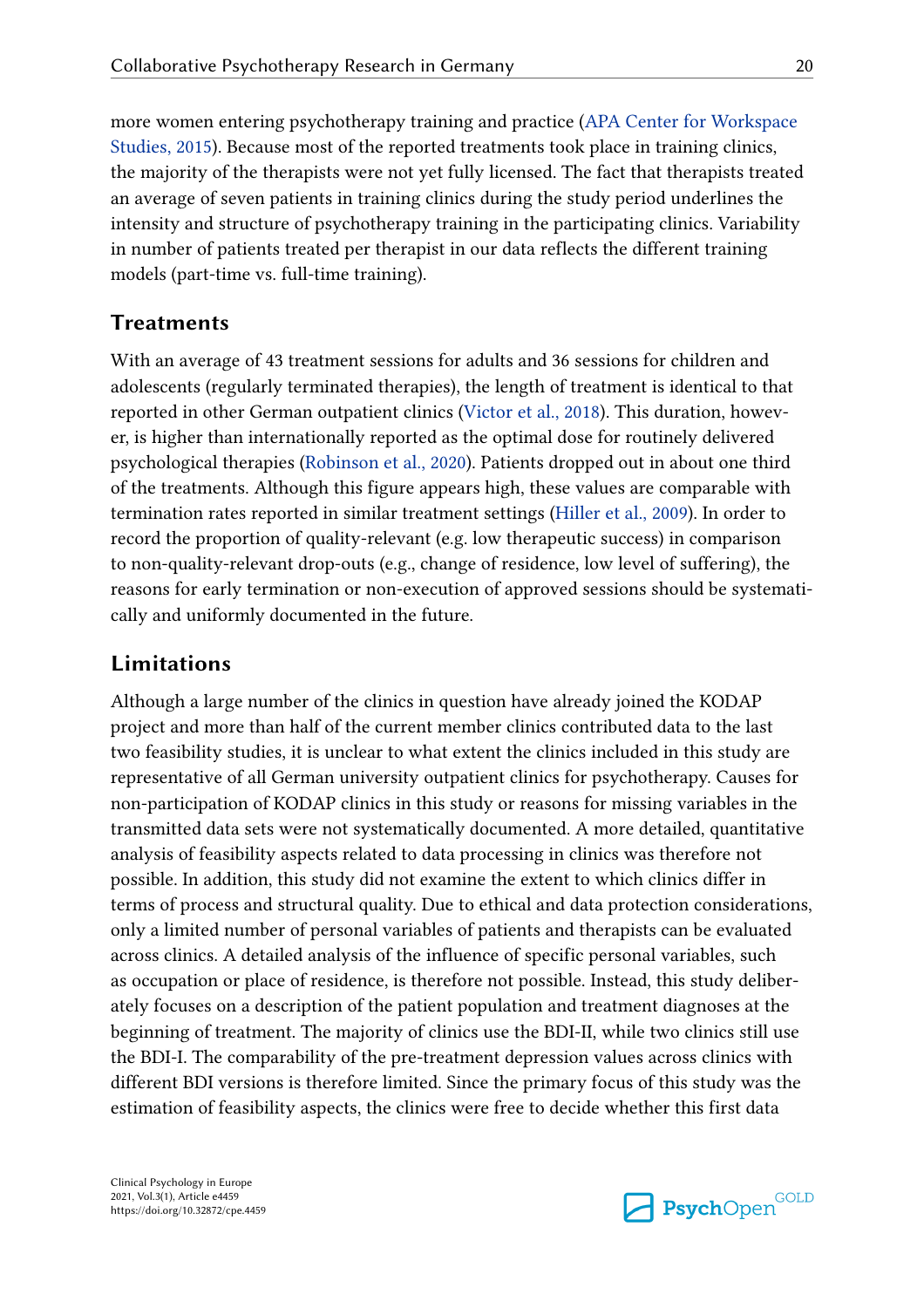more women entering psychotherapy training and practice (APA Center for Workspace Studies, 2015). Because most of the reported treatments took place in training clinics, the majority of the therapists were not yet fully licensed. The fact that therapists treated an average of seven patients in training clinics during the study period underlines the intensity and structure of psychotherapy training in the participating clinics. Variability in number of patients treated per therapist in our data reflects the different training models (part-time vs. full-time training).

## Treatments

With an average of 43 treatment sessions for adults and 36 sessions for children and adolescents (regularly terminated therapies), the length of treatment is identical to that reported in other German outpatient clinics (Victor et al., 2018). This duration, however, is higher than internationally reported as the optimal dose for routinely delivered psychological therapies (Robinson et al., 2020). Patients dropped out in about one third of the treatments. Although this figure appears high, these values are comparable with termination rates reported in similar treatment settings (Hiller et al., 2009). In order to record the proportion of quality-relevant (e.g. low therapeutic success) in comparison to non-quality-relevant drop-outs (e.g., change of residence, low level of suffering), the reasons for early termination or non-execution of approved sessions should be systematically and uniformly documented in the future.

## Limitations

Although a large number of the clinics in question have already joined the KODAP project and more than half of the current member clinics contributed data to the last two feasibility studies, it is unclear to what extent the clinics included in this study are representative of all German university outpatient clinics for psychotherapy. Causes for non-participation of KODAP clinics in this study or reasons for missing variables in the transmitted data sets were not systematically documented. A more detailed, quantitative analysis of feasibility aspects related to data processing in clinics was therefore not possible. In addition, this study did not examine the extent to which clinics differ in terms of process and structural quality. Due to ethical and data protection considerations, only a limited number of personal variables of patients and therapists can be evaluated across clinics. A detailed analysis of the influence of specific personal variables, such as occupation or place of residence, is therefore not possible. Instead, this study deliberately focuses on a description of the patient population and treatment diagnoses at the beginning of treatment. The majority of clinics use the BDI-II, while two clinics still use the BDI-I. The comparability of the pre-treatment depression values across clinics with different BDI versions is therefore limited. Since the primary focus of this study was the estimation of feasibility aspects, the clinics were free to decide whether this first data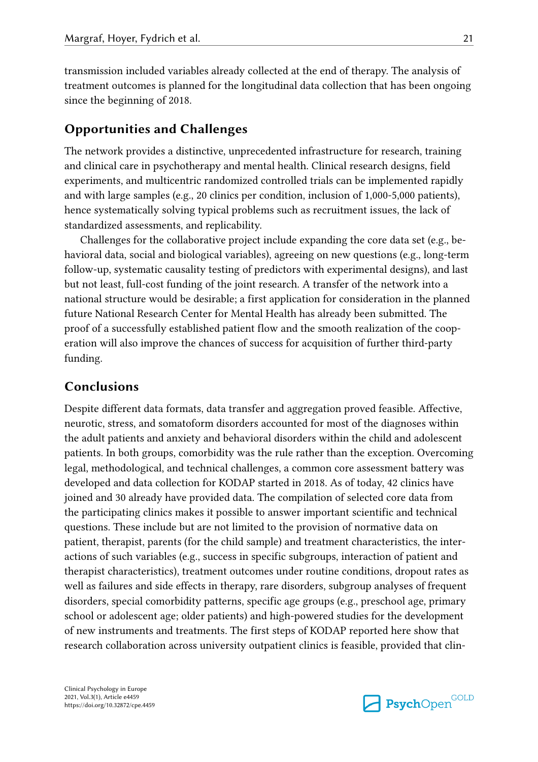transmission included variables already collected at the end of therapy. The analysis of treatment outcomes is planned for the longitudinal data collection that has been ongoing since the beginning of 2018.

## Opportunities and Challenges

The network provides a distinctive, unprecedented infrastructure for research, training and clinical care in psychotherapy and mental health. Clinical research designs, field experiments, and multicentric randomized controlled trials can be implemented rapidly and with large samples (e.g., 20 clinics per condition, inclusion of 1,000-5,000 patients), hence systematically solving typical problems such as recruitment issues, the lack of standardized assessments, and replicability.

Challenges for the collaborative project include expanding the core data set (e.g., behavioral data, social and biological variables), agreeing on new questions (e.g., long-term follow-up, systematic causality testing of predictors with experimental designs), and last but not least, full-cost funding of the joint research. A transfer of the network into a national structure would be desirable; a first application for consideration in the planned future National Research Center for Mental Health has already been submitted. The proof of a successfully established patient flow and the smooth realization of the cooperation will also improve the chances of success for acquisition of further third-party funding.

## Conclusions

Despite different data formats, data transfer and aggregation proved feasible. Affective, neurotic, stress, and somatoform disorders accounted for most of the diagnoses within the adult patients and anxiety and behavioral disorders within the child and adolescent patients. In both groups, comorbidity was the rule rather than the exception. Overcoming legal, methodological, and technical challenges, a common core assessment battery was developed and data collection for KODAP started in 2018. As of today, 42 clinics have joined and 30 already have provided data. The compilation of selected core data from the participating clinics makes it possible to answer important scientific and technical questions. These include but are not limited to the provision of normative data on patient, therapist, parents (for the child sample) and treatment characteristics, the interactions of such variables (e.g., success in specific subgroups, interaction of patient and therapist characteristics), treatment outcomes under routine conditions, dropout rates as well as failures and side effects in therapy, rare disorders, subgroup analyses of frequent disorders, special comorbidity patterns, specific age groups (e.g., preschool age, primary school or adolescent age; older patients) and high-powered studies for the development of new instruments and treatments. The first steps of KODAP reported here show that research collaboration across university outpatient clinics is feasible, provided that clin-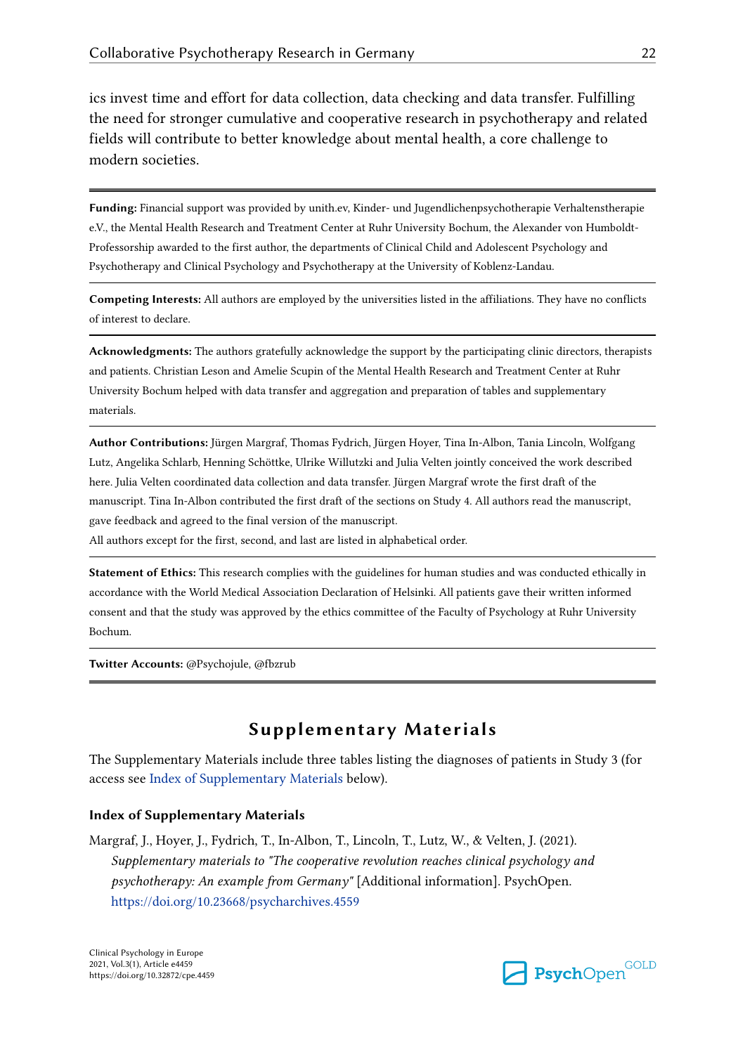ics invest time and effort for data collection, data checking and data transfer. Fulfilling the need for stronger cumulative and cooperative research in psychotherapy and related fields will contribute to better knowledge about mental health, a core challenge to modern societies.

**Funding:** Financial support was provided by unith.ev, Kinder- und Jugendlichenpsychotherapie Verhaltenstherapie e.V., the Mental Health Research and Treatment Center at Ruhr University Bochum, the Alexander von Humboldt-Professorship awarded to the first author, the departments of Clinical Child and Adolescent Psychology and Psychotherapy and Clinical Psychology and Psychotherapy at the University of Koblenz-Landau.

**Competing Interests:** All authors are employed by the universities listed in the affiliations. They have no conflicts of interest to declare.

**Acknowledgments:** The authors gratefully acknowledge the support by the participating clinic directors, therapists and patients. Christian Leson and Amelie Scupin of the Mental Health Research and Treatment Center at Ruhr University Bochum helped with data transfer and aggregation and preparation of tables and supplementary materials.

**Author Contributions:** Jürgen Margraf, Thomas Fydrich, Jürgen Hoyer, Tina In-Albon, Tania Lincoln, Wolfgang Lutz, Angelika Schlarb, Henning Schöttke, Ulrike Willutzki and Julia Velten jointly conceived the work described here. Julia Velten coordinated data collection and data transfer. Jürgen Margraf wrote the first draft of the manuscript. Tina In-Albon contributed the first draft of the sections on Study 4. All authors read the manuscript, gave feedback and agreed to the final version of the manuscript.
All authors except for the first, second, and last are listed in alphabetical order.

**Statement of Ethics:** This research complies with the guidelines for human studies and was conducted ethically in accordance with the World Medical Association Declaration of Helsinki. All patients gave their written informed consent and that the study was approved by the ethics committee of the Faculty of Psychology at Ruhr University Bochum.

**Twitter Accounts:** @Psychojule, @fbzrub

## Supplementary Materials

The Supplementary Materials include three tables listing the diagnoses of patients in Study 3 (for access see Index of Supplementary Materials below).

### Index of Supplementary Materials

Margraf, J., Hoyer, J., Fydrich, T., In-Albon, T., Lincoln, T., Lutz, W., & Velten, J. (2021). *Supplementary materials to "The cooperative revolution reaches clinical psychology and psychotherapy: An example from Germany"* [Additional information]. PsychOpen. https://doi.org/10.23668/psycharchives.4559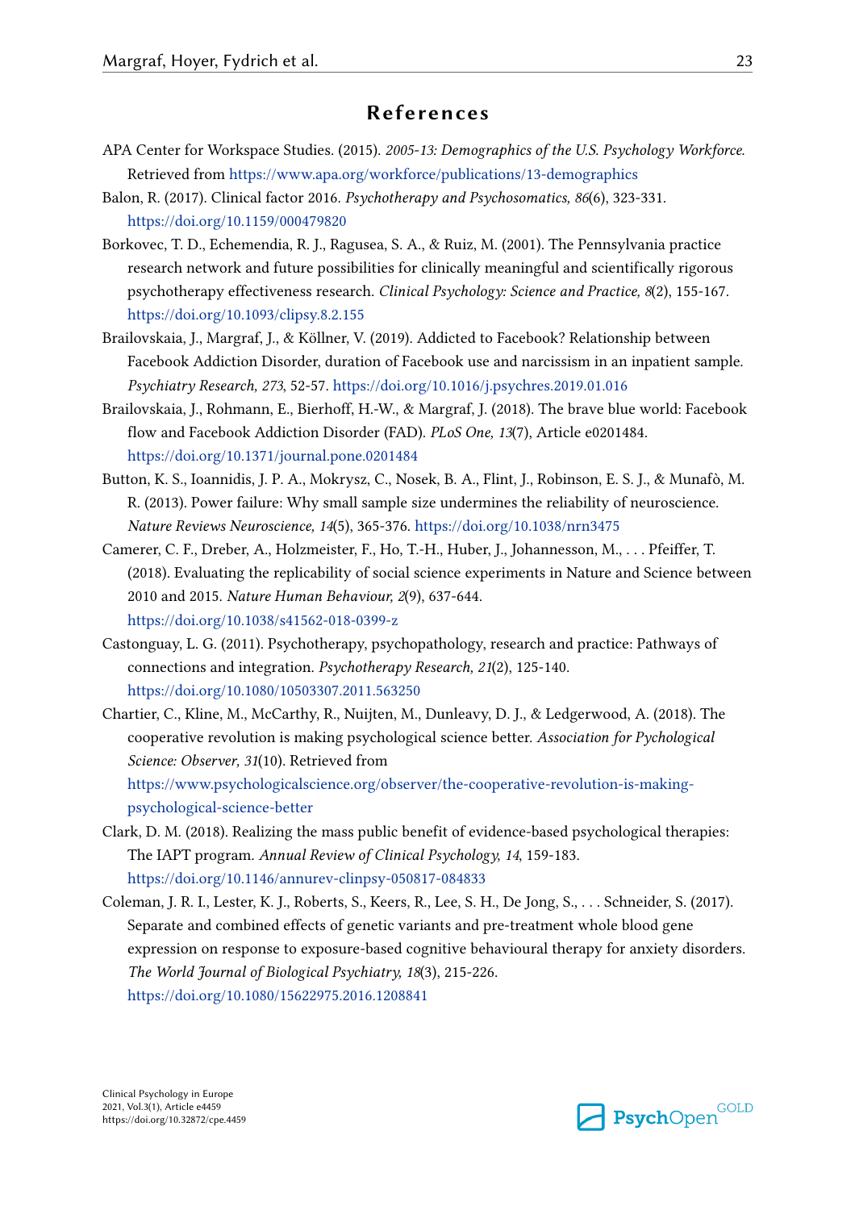## References

APA Center for Workspace Studies. (2015). *2005-13: Demographics of the U.S. Psychology Workforce.* Retrieved from https://www.apa.org/workforce/publications/13-demographics

Balon, R. (2017). Clinical factor 2016. *Psychotherapy and Psychosomatics, 86*(6), 323-331. https://doi.org/10.1159/000479820

Borkovec, T. D., Echemendia, R. J., Ragusea, S. A., & Ruiz, M. (2001). The Pennsylvania practice research network and future possibilities for clinically meaningful and scientifically rigorous psychotherapy effectiveness research. *Clinical Psychology: Science and Practice, 8*(2), 155-167. https://doi.org/10.1093/clipsy.8.2.155

Brailovskaia, J., Margraf, J., & Köllner, V. (2019). Addicted to Facebook? Relationship between Facebook Addiction Disorder, duration of Facebook use and narcissism in an inpatient sample. *Psychiatry Research, 273*, 52-57. https://doi.org/10.1016/j.psychres.2019.01.016

Brailovskaia, J., Rohmann, E., Bierhoff, H.-W., & Margraf, J. (2018). The brave blue world: Facebook flow and Facebook Addiction Disorder (FAD). *PLoS One, 13*(7), Article e0201484. https://doi.org/10.1371/journal.pone.0201484

Button, K. S., Ioannidis, J. P. A., Mokrysz, C., Nosek, B. A., Flint, J., Robinson, E. S. J., & Munafò, M. R. (2013). Power failure: Why small sample size undermines the reliability of neuroscience. *Nature Reviews Neuroscience, 14*(5), 365-376. https://doi.org/10.1038/nrn3475

Camerer, C. F., Dreber, A., Holzmeister, F., Ho, T.-H., Huber, J., Johannesson, M., . . . Pfeiffer, T. (2018). Evaluating the replicability of social science experiments in Nature and Science between 2010 and 2015. *Nature Human Behaviour, 2*(9), 637-644. https://doi.org/10.1038/s41562-018-0399-z

Castonguay, L. G. (2011). Psychotherapy, psychopathology, research and practice: Pathways of connections and integration. *Psychotherapy Research, 21*(2), 125-140. https://doi.org/10.1080/10503307.2011.563250

Chartier, C., Kline, M., McCarthy, R., Nuijten, M., Dunleavy, D. J., & Ledgerwood, A. (2018). The cooperative revolution is making psychological science better. *Association for Pychological Science: Observer, 31*(10). Retrieved from https://www.psychologicalscience.org/observer/the-cooperative-revolution-is-making-psychological-science-better

Clark, D. M. (2018). Realizing the mass public benefit of evidence-based psychological therapies: The IAPT program. *Annual Review of Clinical Psychology, 14*, 159-183. https://doi.org/10.1146/annurev-clinpsy-050817-084833

Coleman, J. R. I., Lester, K. J., Roberts, S., Keers, R., Lee, S. H., De Jong, S., . . . Schneider, S. (2017). Separate and combined effects of genetic variants and pre-treatment whole blood gene expression on response to exposure-based cognitive behavioural therapy for anxiety disorders. *The World Journal of Biological Psychiatry, 18*(3), 215-226. https://doi.org/10.1080/15622975.2016.1208841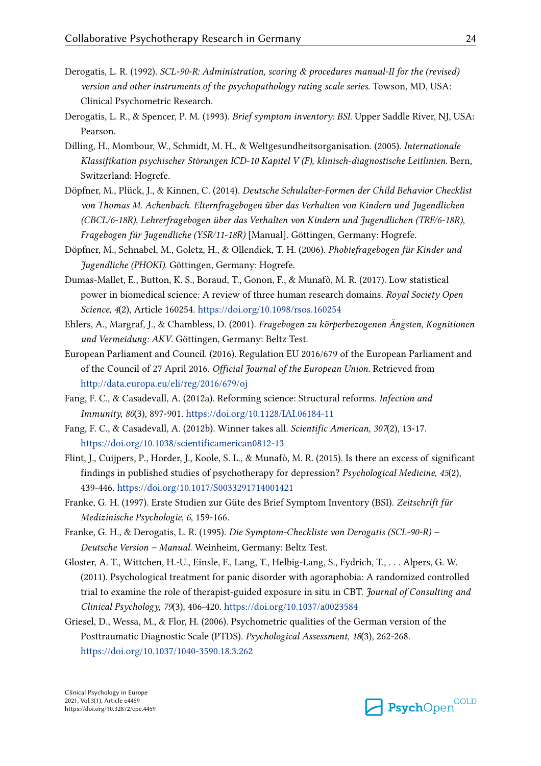Derogatis, L. R. (1992). *SCL-90-R: Administration, scoring & procedures manual-II for the (revised) version and other instruments of the psychopathology rating scale series.* Towson, MD, USA: Clinical Psychometric Research.

Derogatis, L. R., & Spencer, P. M. (1993). *Brief symptom inventory: BSI.* Upper Saddle River, NJ, USA: Pearson.

Dilling, H., Mombour, W., Schmidt, M. H., & Weltgesundheitsorganisation. (2005). *Internationale Klassifikation psychischer Störungen ICD-10 Kapitel V (F), klinisch-diagnostische Leitlinien.* Bern, Switzerland: Hogrefe.

Döpfner, M., Plück, J., & Kinnen, C. (2014). *Deutsche Schulalter-Formen der Child Behavior Checklist von Thomas M. Achenbach. Elternfragebogen über das Verhalten von Kindern und Jugendlichen (CBCL/6-18R), Lehrerfragebogen über das Verhalten von Kindern und Jugendlichen (TRF/6-18R), Fragebogen für Jugendliche (YSR/11-18R)* [Manual]. Göttingen, Germany: Hogrefe.

Döpfner, M., Schnabel, M., Goletz, H., & Ollendick, T. H. (2006). *Phobiefragebogen für Kinder und Jugendliche (PHOKI).* Göttingen, Germany: Hogrefe.

Dumas-Mallet, E., Button, K. S., Boraud, T., Gonon, F., & Munafò, M. R. (2017). Low statistical power in biomedical science: A review of three human research domains. *Royal Society Open Science, 4*(2), Article 160254. https://doi.org/10.1098/rsos.160254

Ehlers, A., Margraf, J., & Chambless, D. (2001). *Fragebogen zu körperbezogenen Ängsten, Kognitionen und Vermeidung: AKV.* Göttingen, Germany: Beltz Test.

European Parliament and Council. (2016). Regulation EU 2016/679 of the European Parliament and of the Council of 27 April 2016. *Official Journal of the European Union.* Retrieved from http://data.europa.eu/eli/reg/2016/679/oj

Fang, F. C., & Casadevall, A. (2012a). Reforming science: Structural reforms. *Infection and Immunity, 80*(3), 897-901. https://doi.org/10.1128/IAI.06184-11

Fang, F. C., & Casadevall, A. (2012b). Winner takes all. *Scientific American, 307*(2), 13-17. https://doi.org/10.1038/scientificamerican0812-13

Flint, J., Cuijpers, P., Horder, J., Koole, S. L., & Munafò, M. R. (2015). Is there an excess of significant findings in published studies of psychotherapy for depression? *Psychological Medicine, 45*(2), 439-446. https://doi.org/10.1017/S0033291714001421

Franke, G. H. (1997). Erste Studien zur Güte des Brief Symptom Inventory (BSI). *Zeitschrift für Medizinische Psychologie, 6*, 159-166.

Franke, G. H., & Derogatis, L. R. (1995). *Die Symptom-Checkliste von Derogatis (SCL-90-R) – Deutsche Version – Manual.* Weinheim, Germany: Beltz Test.

Gloster, A. T., Wittchen, H.-U., Einsle, F., Lang, T., Helbig-Lang, S., Fydrich, T., . . . Alpers, G. W. (2011). Psychological treatment for panic disorder with agoraphobia: A randomized controlled trial to examine the role of therapist-guided exposure in situ in CBT. *Journal of Consulting and Clinical Psychology, 79*(3), 406-420. https://doi.org/10.1037/a0023584

Griesel, D., Wessa, M., & Flor, H. (2006). Psychometric qualities of the German version of the Posttraumatic Diagnostic Scale (PTDS). *Psychological Assessment, 18*(3), 262-268. https://doi.org/10.1037/1040-3590.18.3.262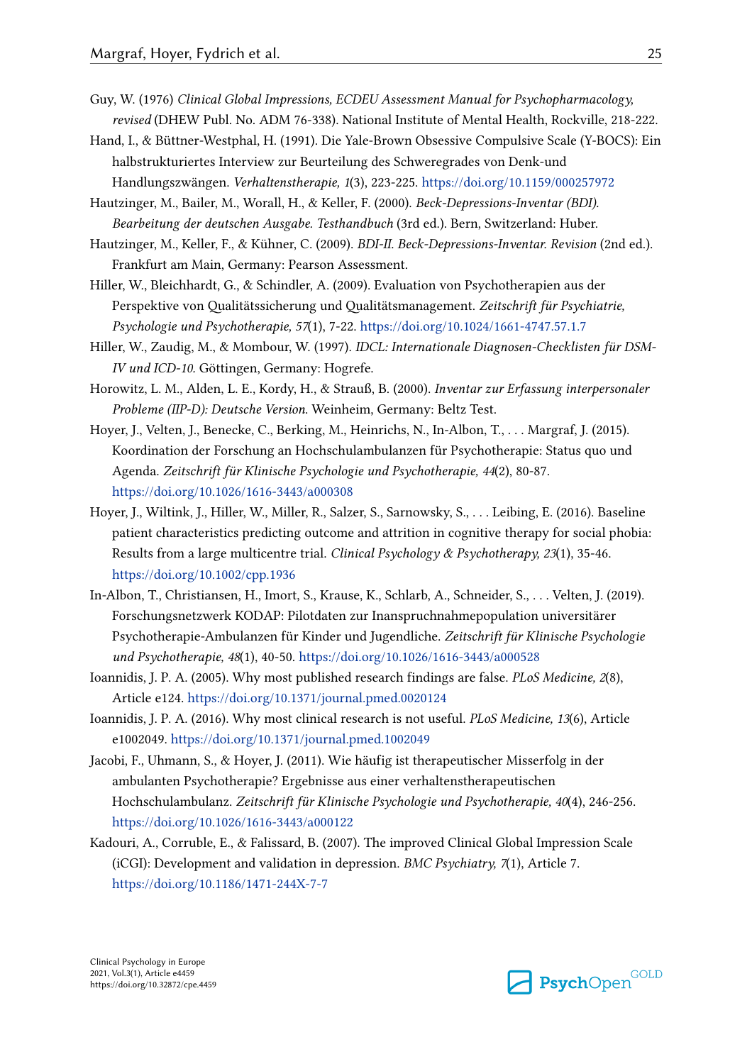Guy, W. (1976) *Clinical Global Impressions, ECDEU Assessment Manual for Psychopharmacology, revised* (DHEW Publ. No. ADM 76-338). National Institute of Mental Health, Rockville, 218-222.

Hand, I., & Büttner-Westphal, H. (1991). Die Yale-Brown Obsessive Compulsive Scale (Y-BOCS): Ein halbstrukturiertes Interview zur Beurteilung des Schweregrades von Denk-und Handlungszwängen. *Verhaltenstherapie, 1*(3), 223-225. https://doi.org/10.1159/000257972

Hautzinger, M., Bailer, M., Worall, H., & Keller, F. (2000). *Beck-Depressions-Inventar (BDI). Bearbeitung der deutschen Ausgabe. Testhandbuch* (3rd ed.). Bern, Switzerland: Huber.

Hautzinger, M., Keller, F., & Kühner, C. (2009). *BDI-II. Beck-Depressions-Inventar. Revision* (2nd ed.). Frankfurt am Main, Germany: Pearson Assessment.

Hiller, W., Bleichhardt, G., & Schindler, A. (2009). Evaluation von Psychotherapien aus der Perspektive von Qualitätssicherung und Qualitätsmanagement. *Zeitschrift für Psychiatrie, Psychologie und Psychotherapie, 57*(1), 7-22. https://doi.org/10.1024/1661-4747.57.1.7

Hiller, W., Zaudig, M., & Mombour, W. (1997). *IDCL: Internationale Diagnosen-Checklisten für DSM-IV und ICD-10.* Göttingen, Germany: Hogrefe.

Horowitz, L. M., Alden, L. E., Kordy, H., & Strauß, B. (2000). *Inventar zur Erfassung interpersonaler Probleme (IIP-D): Deutsche Version.* Weinheim, Germany: Beltz Test.

Hoyer, J., Velten, J., Benecke, C., Berking, M., Heinrichs, N., In-Albon, T., . . . Margraf, J. (2015). Koordination der Forschung an Hochschulambulanzen für Psychotherapie: Status quo und Agenda. *Zeitschrift für Klinische Psychologie und Psychotherapie, 44*(2), 80-87. https://doi.org/10.1026/1616-3443/a000308

Hoyer, J., Wiltink, J., Hiller, W., Miller, R., Salzer, S., Sarnowsky, S., . . . Leibing, E. (2016). Baseline patient characteristics predicting outcome and attrition in cognitive therapy for social phobia: Results from a large multicentre trial. *Clinical Psychology & Psychotherapy, 23*(1), 35-46. https://doi.org/10.1002/cpp.1936

In-Albon, T., Christiansen, H., Imort, S., Krause, K., Schlarb, A., Schneider, S., . . . Velten, J. (2019). Forschungsnetzwerk KODAP: Pilotdaten zur Inanspruchnahmepopulation universitärer Psychotherapie-Ambulanzen für Kinder und Jugendliche. *Zeitschrift für Klinische Psychologie und Psychotherapie, 48*(1), 40-50. https://doi.org/10.1026/1616-3443/a000528

Ioannidis, J. P. A. (2005). Why most published research findings are false. *PLoS Medicine, 2*(8), Article e124. https://doi.org/10.1371/journal.pmed.0020124

Ioannidis, J. P. A. (2016). Why most clinical research is not useful. *PLoS Medicine, 13*(6), Article e1002049. https://doi.org/10.1371/journal.pmed.1002049

Jacobi, F., Uhmann, S., & Hoyer, J. (2011). Wie häufig ist therapeutischer Misserfolg in der ambulanten Psychotherapie? Ergebnisse aus einer verhaltenstherapeutischen Hochschulambulanz. *Zeitschrift für Klinische Psychologie und Psychotherapie, 40*(4), 246-256. https://doi.org/10.1026/1616-3443/a000122

Kadouri, A., Corruble, E., & Falissard, B. (2007). The improved Clinical Global Impression Scale (iCGI): Development and validation in depression. *BMC Psychiatry, 7*(1), Article 7. https://doi.org/10.1186/1471-244X-7-7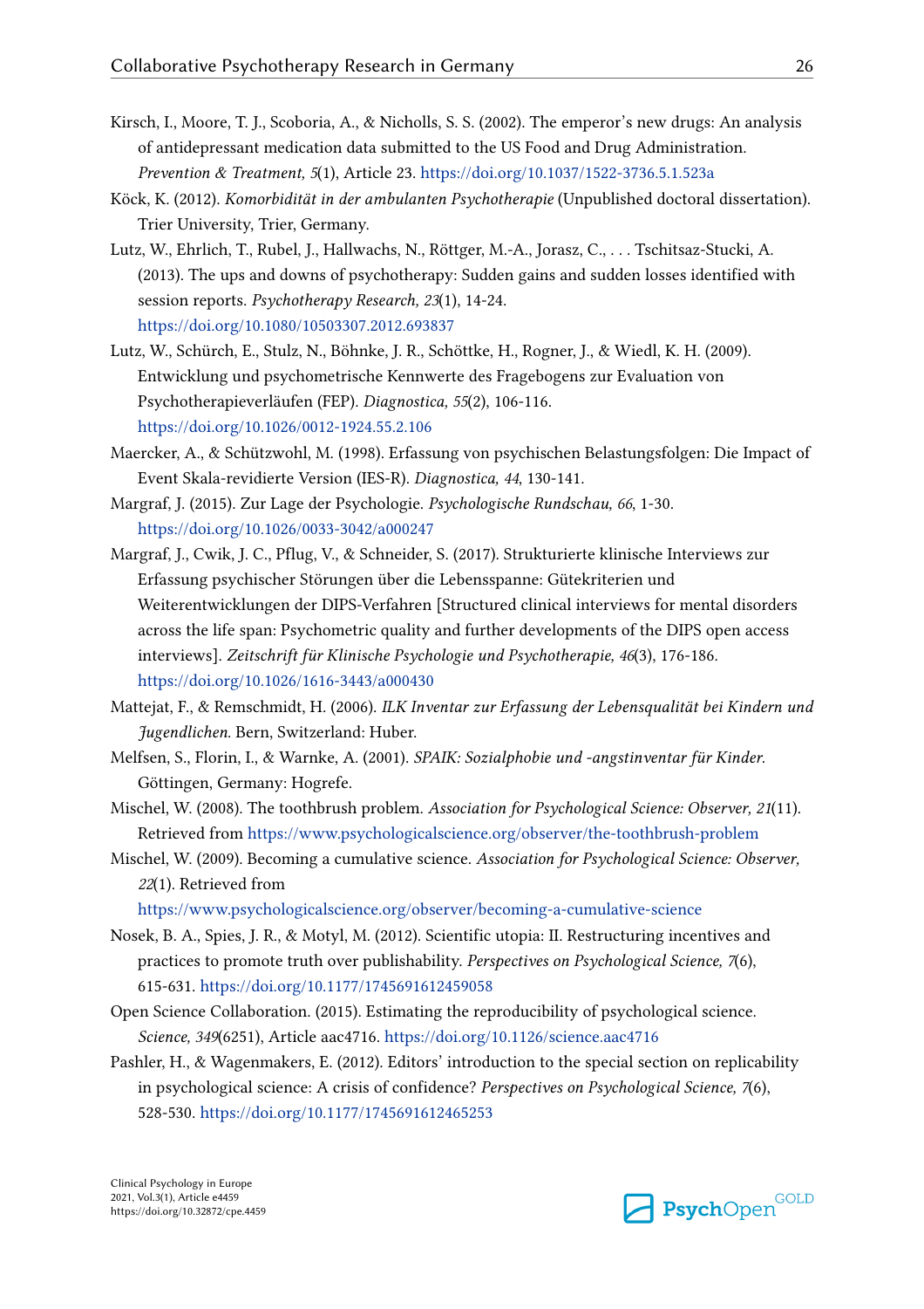Kirsch, I., Moore, T. J., Scoboria, A., & Nicholls, S. S. (2002). The emperor's new drugs: An analysis of antidepressant medication data submitted to the US Food and Drug Administration. *Prevention & Treatment, 5*(1), Article 23. https://doi.org/10.1037/1522-3736.5.1.523a

Köck, K. (2012). *Komorbidität in der ambulanten Psychotherapie* (Unpublished doctoral dissertation). Trier University, Trier, Germany.

Lutz, W., Ehrlich, T., Rubel, J., Hallwachs, N., Röttger, M.-A., Jorasz, C., . . . Tschitsaz-Stucki, A. (2013). The ups and downs of psychotherapy: Sudden gains and sudden losses identified with session reports. *Psychotherapy Research, 23*(1), 14-24. https://doi.org/10.1080/10503307.2012.693837

Lutz, W., Schürch, E., Stulz, N., Böhnke, J. R., Schöttke, H., Rogner, J., & Wiedl, K. H. (2009). Entwicklung und psychometrische Kennwerte des Fragebogens zur Evaluation von Psychotherapieverläufen (FEP). *Diagnostica, 55*(2), 106-116. https://doi.org/10.1026/0012-1924.55.2.106

Maercker, A., & Schützwohl, M. (1998). Erfassung von psychischen Belastungsfolgen: Die Impact of Event Skala-revidierte Version (IES-R). *Diagnostica, 44*, 130-141.

Margraf, J. (2015). Zur Lage der Psychologie. *Psychologische Rundschau, 66*, 1-30. https://doi.org/10.1026/0033-3042/a000247

Margraf, J., Cwik, J. C., Pflug, V., & Schneider, S. (2017). Strukturierte klinische Interviews zur Erfassung psychischer Störungen über die Lebensspanne: Gütekriterien und Weiterentwicklungen der DIPS-Verfahren [Structured clinical interviews for mental disorders across the life span: Psychometric quality and further developments of the DIPS open access interviews]. *Zeitschrift für Klinische Psychologie und Psychotherapie, 46*(3), 176-186. https://doi.org/10.1026/1616-3443/a000430

Mattejat, F., & Remschmidt, H. (2006). *ILK Inventar zur Erfassung der Lebensqualität bei Kindern und Jugendlichen.* Bern, Switzerland: Huber.

Melfsen, S., Florin, I., & Warnke, A. (2001). *SPAIK: Sozialphobie und -angstinventar für Kinder.* Göttingen, Germany: Hogrefe.

Mischel, W. (2008). The toothbrush problem. *Association for Psychological Science: Observer, 21*(11). Retrieved from https://www.psychologicalscience.org/observer/the-toothbrush-problem

Mischel, W. (2009). Becoming a cumulative science. *Association for Psychological Science: Observer, 22*(1). Retrieved from https://www.psychologicalscience.org/observer/becoming-a-cumulative-science

Nosek, B. A., Spies, J. R., & Motyl, M. (2012). Scientific utopia: II. Restructuring incentives and practices to promote truth over publishability. *Perspectives on Psychological Science, 7*(6), 615-631. https://doi.org/10.1177/1745691612459058

Open Science Collaboration. (2015). Estimating the reproducibility of psychological science. *Science, 349*(6251), Article aac4716. https://doi.org/10.1126/science.aac4716

Pashler, H., & Wagenmakers, E. (2012). Editors' introduction to the special section on replicability in psychological science: A crisis of confidence? *Perspectives on Psychological Science, 7*(6), 528-530. https://doi.org/10.1177/1745691612465253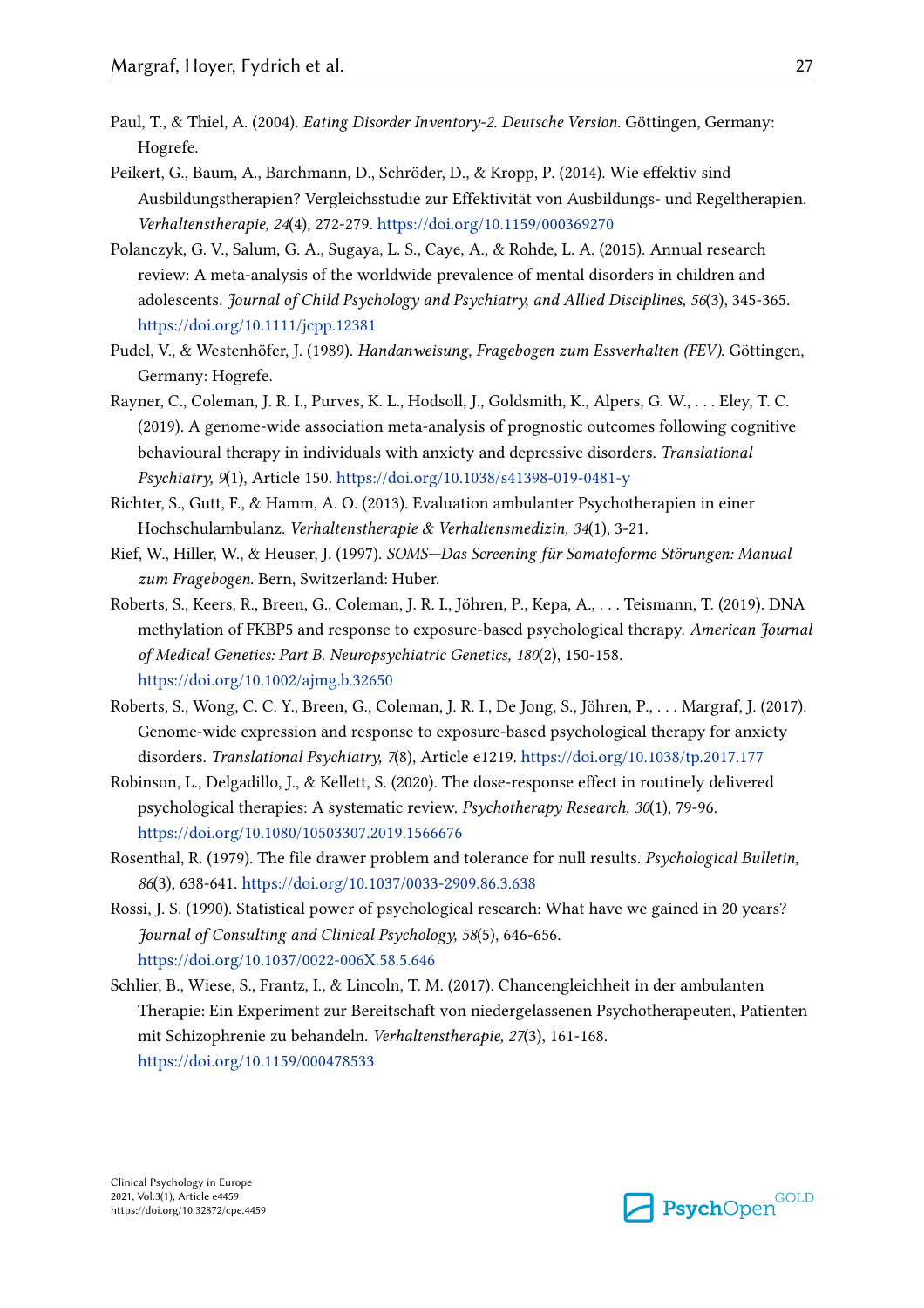Paul, T., & Thiel, A. (2004). *Eating Disorder Inventory-2. Deutsche Version*. Göttingen, Germany: Hogrefe.

Peikert, G., Baum, A., Barchmann, D., Schröder, D., & Kropp, P. (2014). Wie effektiv sind Ausbildungstherapien? Vergleichsstudie zur Effektivität von Ausbildungs- und Regeltherapien. *Verhaltenstherapie, 24*(4), 272-279. https://doi.org/10.1159/000369270

Polanczyk, G. V., Salum, G. A., Sugaya, L. S., Caye, A., & Rohde, L. A. (2015). Annual research review: A meta-analysis of the worldwide prevalence of mental disorders in children and adolescents. *Journal of Child Psychology and Psychiatry, and Allied Disciplines, 56*(3), 345-365. https://doi.org/10.1111/jcpp.12381

Pudel, V., & Westenhöfer, J. (1989). *Handanweisung, Fragebogen zum Essverhalten (FEV)*. Göttingen, Germany: Hogrefe.

Rayner, C., Coleman, J. R. I., Purves, K. L., Hodsoll, J., Goldsmith, K., Alpers, G. W., . . . Eley, T. C. (2019). A genome-wide association meta-analysis of prognostic outcomes following cognitive behavioural therapy in individuals with anxiety and depressive disorders. *Translational Psychiatry, 9*(1), Article 150. https://doi.org/10.1038/s41398-019-0481-y

Richter, S., Gutt, F., & Hamm, A. O. (2013). Evaluation ambulanter Psychotherapien in einer Hochschulambulanz. *Verhaltenstherapie & Verhaltensmedizin, 34*(1), 3-21.

Rief, W., Hiller, W., & Heuser, J. (1997). *SOMS—Das Screening für Somatoforme Störungen: Manual zum Fragebogen*. Bern, Switzerland: Huber.

Roberts, S., Keers, R., Breen, G., Coleman, J. R. I., Jöhren, P., Kepa, A., . . . Teismann, T. (2019). DNA methylation of FKBP5 and response to exposure-based psychological therapy. *American Journal of Medical Genetics: Part B. Neuropsychiatric Genetics, 180*(2), 150-158. https://doi.org/10.1002/ajmg.b.32650

Roberts, S., Wong, C. C. Y., Breen, G., Coleman, J. R. I., De Jong, S., Jöhren, P., . . . Margraf, J. (2017). Genome-wide expression and response to exposure-based psychological therapy for anxiety disorders. *Translational Psychiatry, 7*(8), Article e1219. https://doi.org/10.1038/tp.2017.177

Robinson, L., Delgadillo, J., & Kellett, S. (2020). The dose-response effect in routinely delivered psychological therapies: A systematic review. *Psychotherapy Research, 30*(1), 79-96. https://doi.org/10.1080/10503307.2019.1566676

Rosenthal, R. (1979). The file drawer problem and tolerance for null results. *Psychological Bulletin, 86*(3), 638-641. https://doi.org/10.1037/0033-2909.86.3.638

Rossi, J. S. (1990). Statistical power of psychological research: What have we gained in 20 years? *Journal of Consulting and Clinical Psychology, 58*(5), 646-656. https://doi.org/10.1037/0022-006X.58.5.646

Schlier, B., Wiese, S., Frantz, I., & Lincoln, T. M. (2017). Chancengleichheit in der ambulanten Therapie: Ein Experiment zur Bereitschaft von niedergelassenen Psychotherapeuten, Patienten mit Schizophrenie zu behandeln. *Verhaltenstherapie, 27*(3), 161-168. https://doi.org/10.1159/000478533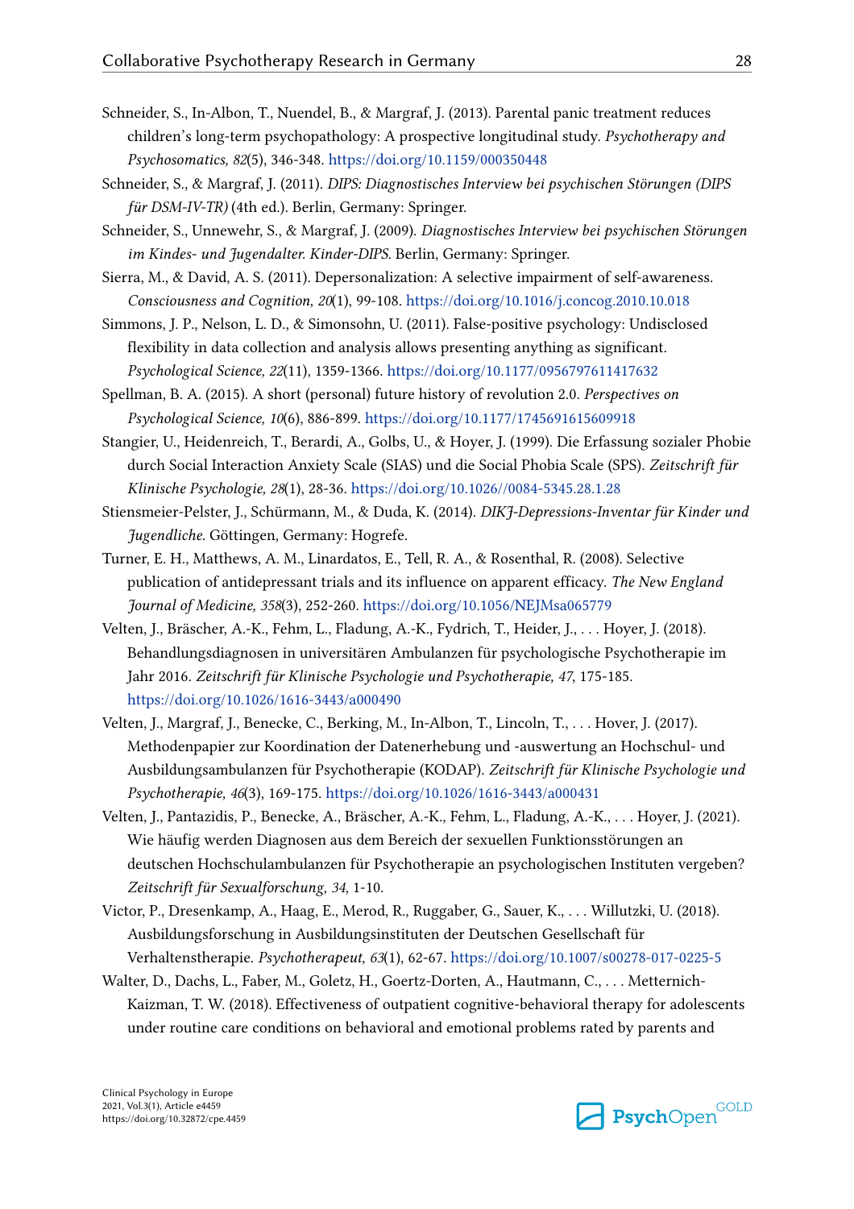Schneider, S., In-Albon, T., Nuendel, B., & Margraf, J. (2013). Parental panic treatment reduces children's long-term psychopathology: A prospective longitudinal study. *Psychotherapy and Psychosomatics, 82*(5), 346-348. https://doi.org/10.1159/000350448

Schneider, S., & Margraf, J. (2011). *DIPS: Diagnostisches Interview bei psychischen Störungen (DIPS für DSM-IV-TR)* (4th ed.). Berlin, Germany: Springer.

Schneider, S., Unnewehr, S., & Margraf, J. (2009). *Diagnostisches Interview bei psychischen Störungen im Kindes- und Jugendalter. Kinder-DIPS.* Berlin, Germany: Springer.

Sierra, M., & David, A. S. (2011). Depersonalization: A selective impairment of self-awareness. *Consciousness and Cognition, 20*(1), 99-108. https://doi.org/10.1016/j.concog.2010.10.018

Simmons, J. P., Nelson, L. D., & Simonsohn, U. (2011). False-positive psychology: Undisclosed flexibility in data collection and analysis allows presenting anything as significant. *Psychological Science, 22*(11), 1359-1366. https://doi.org/10.1177/0956797611417632

Spellman, B. A. (2015). A short (personal) future history of revolution 2.0. *Perspectives on Psychological Science, 10*(6), 886-899. https://doi.org/10.1177/1745691615609918

Stangier, U., Heidenreich, T., Berardi, A., Golbs, U., & Hoyer, J. (1999). Die Erfassung sozialer Phobie durch Social Interaction Anxiety Scale (SIAS) und die Social Phobia Scale (SPS). *Zeitschrift für Klinische Psychologie, 28*(1), 28-36. https://doi.org/10.1026//0084-5345.28.1.28

Stiensmeier-Pelster, J., Schürmann, M., & Duda, K. (2014). *DIKJ-Depressions-Inventar für Kinder und Jugendliche.* Göttingen, Germany: Hogrefe.

Turner, E. H., Matthews, A. M., Linardatos, E., Tell, R. A., & Rosenthal, R. (2008). Selective publication of antidepressant trials and its influence on apparent efficacy. *The New England Journal of Medicine, 358*(3), 252-260. https://doi.org/10.1056/NEJMsa065779

Velten, J., Bräscher, A.-K., Fehm, L., Fladung, A.-K., Fydrich, T., Heider, J., . . . Hoyer, J. (2018). Behandlungsdiagnosen in universitären Ambulanzen für psychologische Psychotherapie im Jahr 2016. *Zeitschrift für Klinische Psychologie und Psychotherapie, 47*, 175-185. https://doi.org/10.1026/1616-3443/a000490

Velten, J., Margraf, J., Benecke, C., Berking, M., In-Albon, T., Lincoln, T., . . . Hover, J. (2017). Methodenpapier zur Koordination der Datenerhebung und -auswertung an Hochschul- und Ausbildungsambulanzen für Psychotherapie (KODAP). *Zeitschrift für Klinische Psychologie und Psychotherapie, 46*(3), 169-175. https://doi.org/10.1026/1616-3443/a000431

Velten, J., Pantazidis, P., Benecke, A., Bräscher, A.-K., Fehm, L., Fladung, A.-K., . . . Hoyer, J. (2021). Wie häufig werden Diagnosen aus dem Bereich der sexuellen Funktionsstörungen an deutschen Hochschulambulanzen für Psychotherapie an psychologischen Instituten vergeben? *Zeitschrift für Sexualforschung, 34*, 1-10.

Victor, P., Dresenkamp, A., Haag, E., Merod, R., Ruggaber, G., Sauer, K., . . . Willutzki, U. (2018). Ausbildungsforschung in Ausbildungsinstituten der Deutschen Gesellschaft für Verhaltenstherapie. *Psychotherapeut, 63*(1), 62-67. https://doi.org/10.1007/s00278-017-0225-5

Walter, D., Dachs, L., Faber, M., Goletz, H., Goertz-Dorten, A., Hautmann, C., . . . Metternich-Kaizman, T. W. (2018). Effectiveness of outpatient cognitive-behavioral therapy for adolescents under routine care conditions on behavioral and emotional problems rated by parents and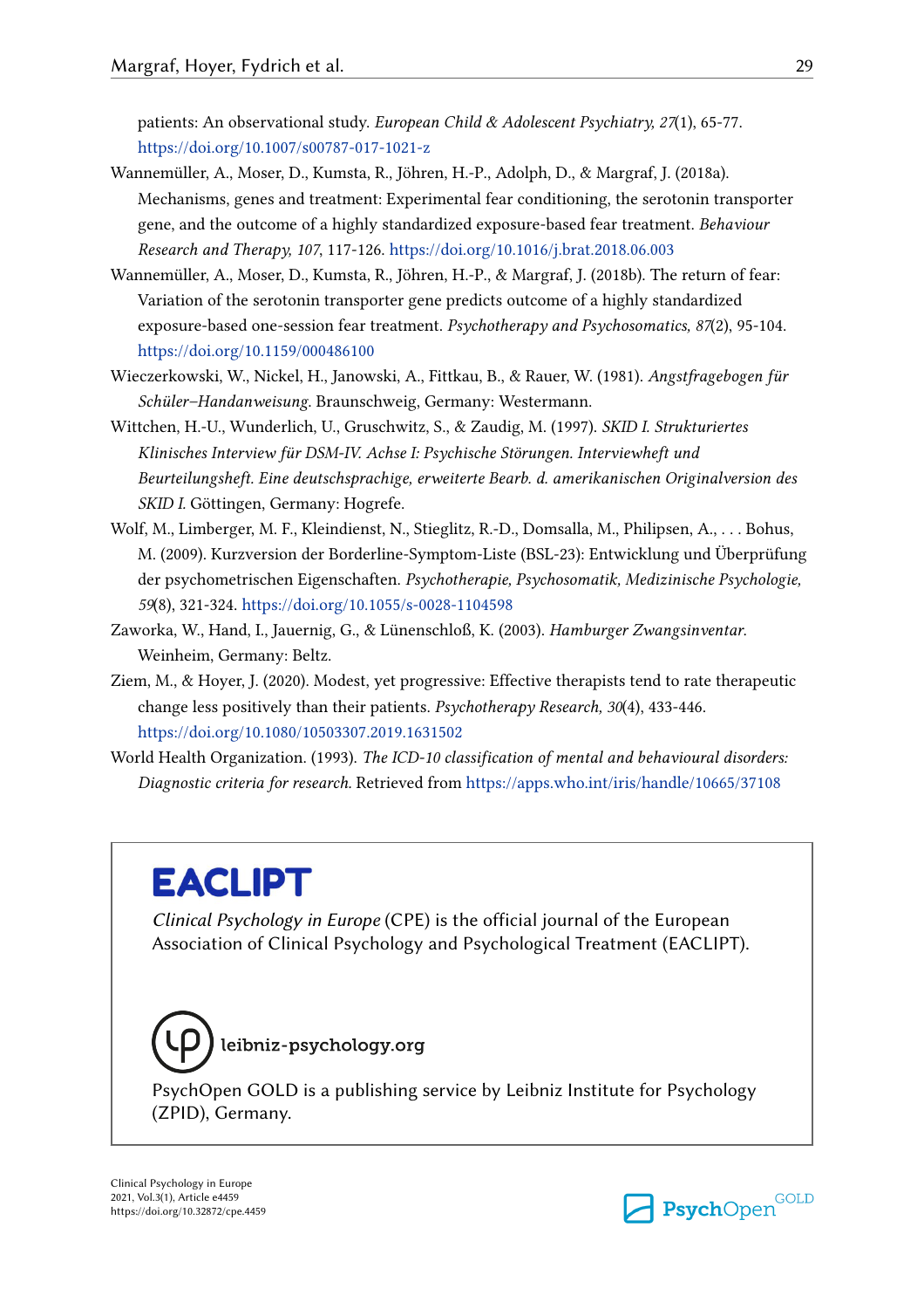patients: An observational study. *European Child & Adolescent Psychiatry, 27*(1), 65-77. https://doi.org/10.1007/s00787-017-1021-z

Wannemüller, A., Moser, D., Kumsta, R., Jöhren, H.-P., Adolph, D., & Margraf, J. (2018a). Mechanisms, genes and treatment: Experimental fear conditioning, the serotonin transporter gene, and the outcome of a highly standardized exposure-based fear treatment. *Behaviour Research and Therapy, 107*, 117-126. https://doi.org/10.1016/j.brat.2018.06.003

Wannemüller, A., Moser, D., Kumsta, R., Jöhren, H.-P., & Margraf, J. (2018b). The return of fear: Variation of the serotonin transporter gene predicts outcome of a highly standardized exposure-based one-session fear treatment. *Psychotherapy and Psychosomatics, 87*(2), 95-104. https://doi.org/10.1159/000486100

Wieczerkowski, W., Nickel, H., Janowski, A., Fittkau, B., & Rauer, W. (1981). *Angstfragebogen für Schüler–Handanweisung.* Braunschweig, Germany: Westermann.

Wittchen, H.-U., Wunderlich, U., Gruschwitz, S., & Zaudig, M. (1997). *SKID I. Strukturiertes Klinisches Interview für DSM-IV. Achse I: Psychische Störungen. Interviewheft und Beurteilungsheft. Eine deutschsprachige, erweiterte Bearb. d. amerikanischen Originalversion des SKID I.* Göttingen, Germany: Hogrefe.

Wolf, M., Limberger, M. F., Kleindienst, N., Stieglitz, R.-D., Domsalla, M., Philipsen, A., . . . Bohus, M. (2009). Kurzversion der Borderline-Symptom-Liste (BSL-23): Entwicklung und Überprüfung der psychometrischen Eigenschaften. *Psychotherapie, Psychosomatik, Medizinische Psychologie, 59*(8), 321-324. https://doi.org/10.1055/s-0028-1104598

Zaworka, W., Hand, I., Jauernig, G., & Lünenschloß, K. (2003). *Hamburger Zwangsinventar.* Weinheim, Germany: Beltz.

Ziem, M., & Hoyer, J. (2020). Modest, yet progressive: Effective therapists tend to rate therapeutic change less positively than their patients. *Psychotherapy Research, 30*(4), 433-446. https://doi.org/10.1080/10503307.2019.1631502

World Health Organization. (1993). *The ICD-10 classification of mental and behavioural disorders: Diagnostic criteria for research.* Retrieved from https://apps.who.int/iris/handle/10665/37108

**EACLIPT**

*Clinical Psychology in Europe* (CPE) is the official journal of the European Association of Clinical Psychology and Psychological Treatment (EACLIPT).

leibniz-psychology.org

PsychOpen GOLD is a publishing service by Leibniz Institute for Psychology (ZPID), Germany.